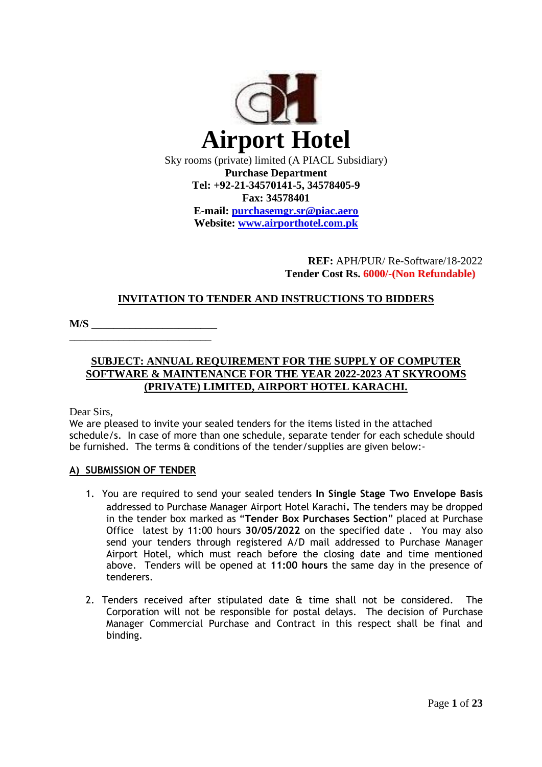# Airport Hotel

Sky rooms (private) limited (A PIACL Subsidiary)
**Purchase Department**
**Tel: +92-21-34570141-5, 34578405-9**
**Fax: 34578401**
**E-mail: purchasemgr.sr@piac.aero**
**Website: www.airporthotel.com.pk**

**REF:** APH/PUR/ Re-Software/18-2022
**Tender Cost Rs. 6000/-(Non Refundable)**

## INVITATION TO TENDER AND INSTRUCTIONS TO BIDDERS

**M/S** ______________________

__________________________

### SUBJECT: ANNUAL REQUIREMENT FOR THE SUPPLY OF COMPUTER SOFTWARE & MAINTENANCE FOR THE YEAR 2022-2023 AT SKYROOMS (PRIVATE) LIMITED, AIRPORT HOTEL KARACHI.

Dear Sirs,
We are pleased to invite your sealed tenders for the items listed in the attached schedule/s. In case of more than one schedule, separate tender for each schedule should be furnished. The terms & conditions of the tender/supplies are given below:-

### A) SUBMISSION OF TENDER

1. You are required to send your sealed tenders **In Single Stage Two Envelope Basis** addressed to Purchase Manager Airport Hotel Karachi**.** The tenders may be dropped in the tender box marked as **"Tender Box Purchases Section"** placed at Purchase Office latest by 11:00 hours **30/05/2022** on the specified date . You may also send your tenders through registered A/D mail addressed to Purchase Manager Airport Hotel, which must reach before the closing date and time mentioned above. Tenders will be opened at **11:00 hours** the same day in the presence of tenderers.

2. Tenders received after stipulated date & time shall not be considered. The Corporation will not be responsible for postal delays. The decision of Purchase Manager Commercial Purchase and Contract in this respect shall be final and binding.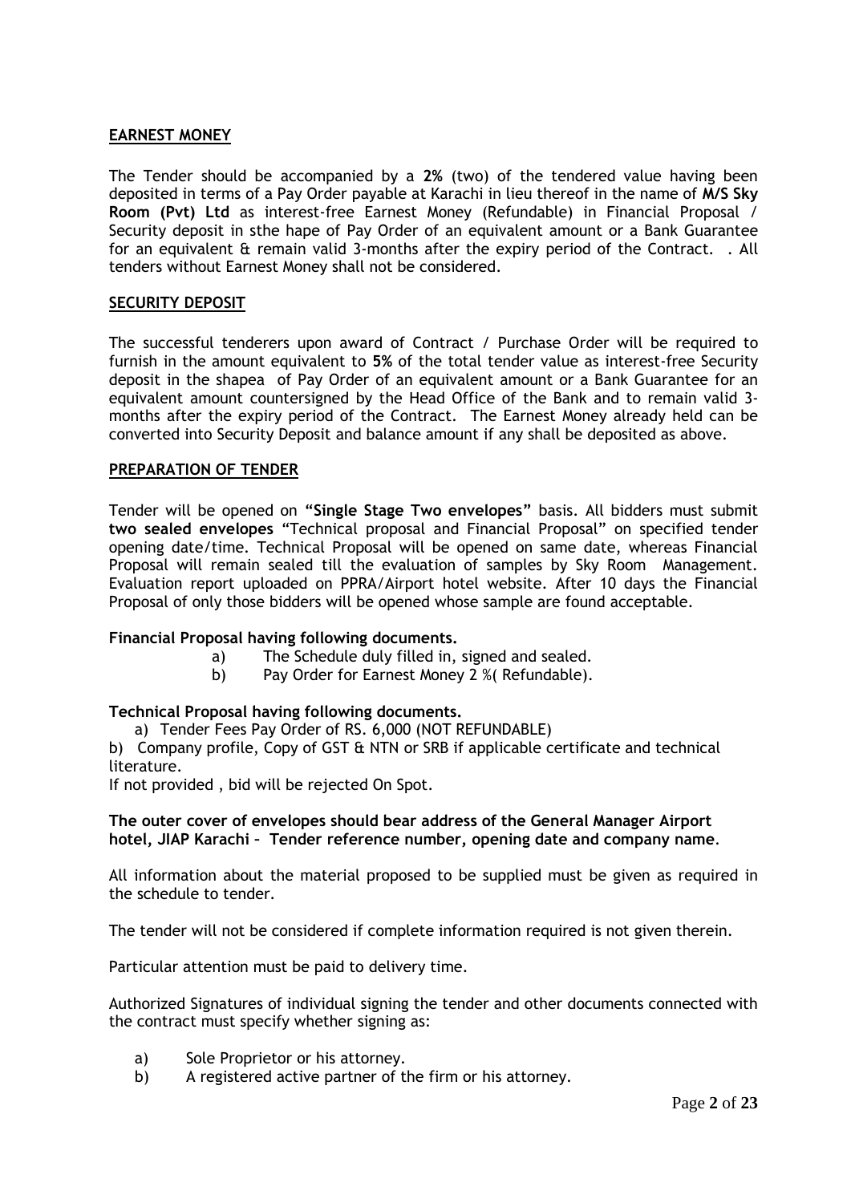**EARNEST MONEY**

The Tender should be accompanied by a **2%** (two) of the tendered value having been deposited in terms of a Pay Order payable at Karachi in lieu thereof in the name of **M/S Sky Room (Pvt) Ltd** as interest-free Earnest Money (Refundable) in Financial Proposal / Security deposit in sthe hape of Pay Order of an equivalent amount or a Bank Guarantee for an equivalent & remain valid 3-months after the expiry period of the Contract. . All tenders without Earnest Money shall not be considered.

**SECURITY DEPOSIT**

The successful tenderers upon award of Contract / Purchase Order will be required to furnish in the amount equivalent to **5%** of the total tender value as interest-free Security deposit in the shapea of Pay Order of an equivalent amount or a Bank Guarantee for an equivalent amount countersigned by the Head Office of the Bank and to remain valid 3-months after the expiry period of the Contract. The Earnest Money already held can be converted into Security Deposit and balance amount if any shall be deposited as above.

**PREPARATION OF TENDER**

Tender will be opened on **"Single Stage Two envelopes"** basis. All bidders must submit **two sealed envelopes** "Technical proposal and Financial Proposal" on specified tender opening date/time. Technical Proposal will be opened on same date, whereas Financial Proposal will remain sealed till the evaluation of samples by Sky Room Management. Evaluation report uploaded on PPRA/Airport hotel website. After 10 days the Financial Proposal of only those bidders will be opened whose sample are found acceptable.

**Financial Proposal having following documents.**

a) The Schedule duly filled in, signed and sealed.
b) Pay Order for Earnest Money 2 %( Refundable).

**Technical Proposal having following documents.**

a) Tender Fees Pay Order of RS. 6,000 (NOT REFUNDABLE)
b) Company profile, Copy of GST & NTN or SRB if applicable certificate and technical literature.

If not provided , bid will be rejected On Spot.

**The outer cover of envelopes should bear address of the General Manager Airport hotel, JIAP Karachi – Tender reference number, opening date and company name**.

All information about the material proposed to be supplied must be given as required in the schedule to tender.

The tender will not be considered if complete information required is not given therein.

Particular attention must be paid to delivery time.

Authorized Signatures of individual signing the tender and other documents connected with the contract must specify whether signing as:

a) Sole Proprietor or his attorney.
b) A registered active partner of the firm or his attorney.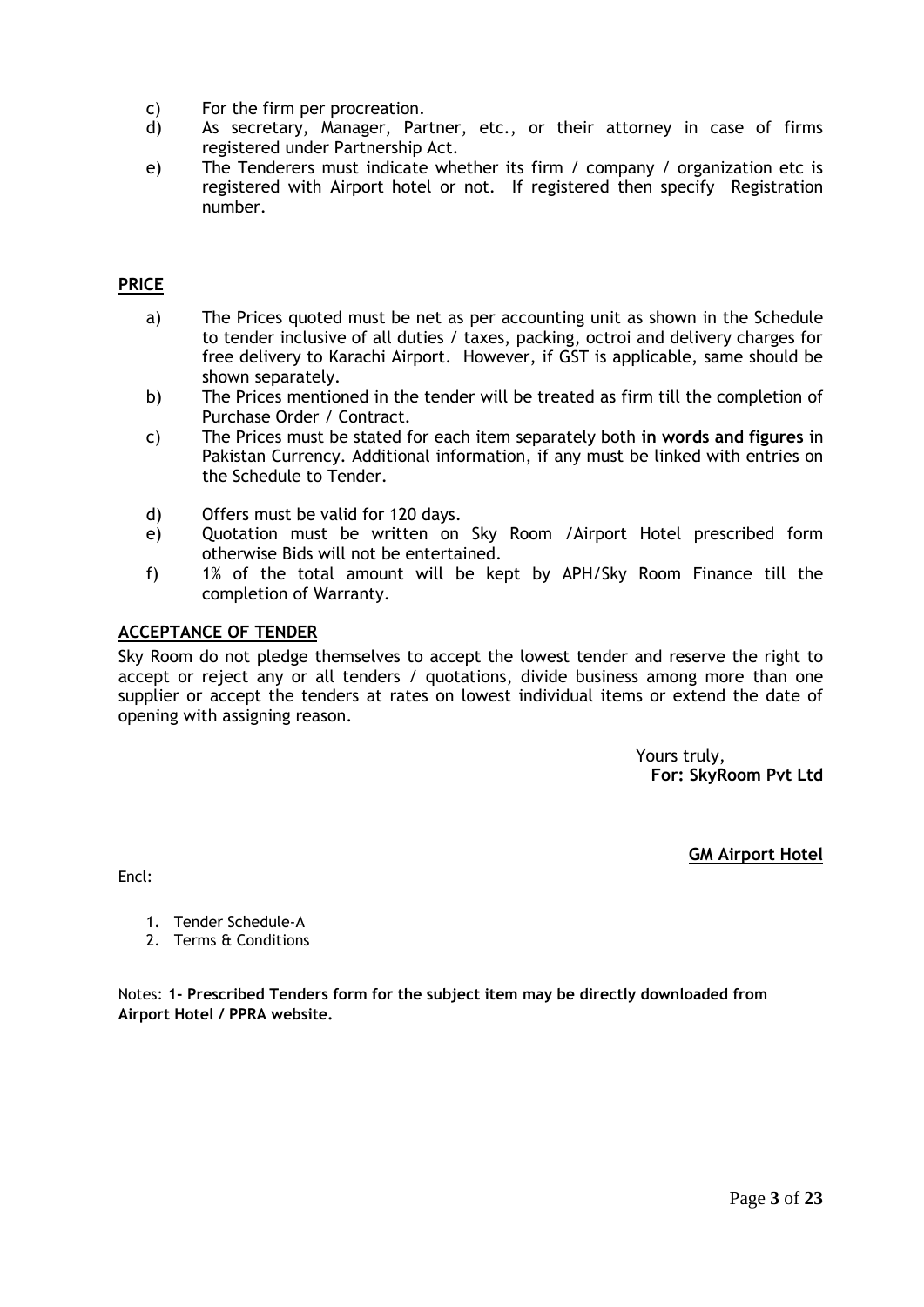c) For the firm per procreation.

d) As secretary, Manager, Partner, etc., or their attorney in case of firms registered under Partnership Act.

e) The Tenderers must indicate whether its firm / company / organization etc is registered with Airport hotel or not. If registered then specify Registration number.

## PRICE

a) The Prices quoted must be net as per accounting unit as shown in the Schedule to tender inclusive of all duties / taxes, packing, octroi and delivery charges for free delivery to Karachi Airport. However, if GST is applicable, same should be shown separately.

b) The Prices mentioned in the tender will be treated as firm till the completion of Purchase Order / Contract.

c) The Prices must be stated for each item separately both **in words and figures** in Pakistan Currency. Additional information, if any must be linked with entries on the Schedule to Tender.

d) Offers must be valid for 120 days.

e) Quotation must be written on Sky Room /Airport Hotel prescribed form otherwise Bids will not be entertained.

f) 1% of the total amount will be kept by APH/Sky Room Finance till the completion of Warranty.

## ACCEPTANCE OF TENDER

Sky Room do not pledge themselves to accept the lowest tender and reserve the right to accept or reject any or all tenders / quotations, divide business among more than one supplier or accept the tenders at rates on lowest individual items or extend the date of opening with assigning reason.

Yours truly,
**For: SkyRoom Pvt Ltd**

**GM Airport Hotel**

Encl:

1. Tender Schedule-A
2. Terms & Conditions

Notes: **1- Prescribed Tenders form for the subject item may be directly downloaded from Airport Hotel / PPRA website.**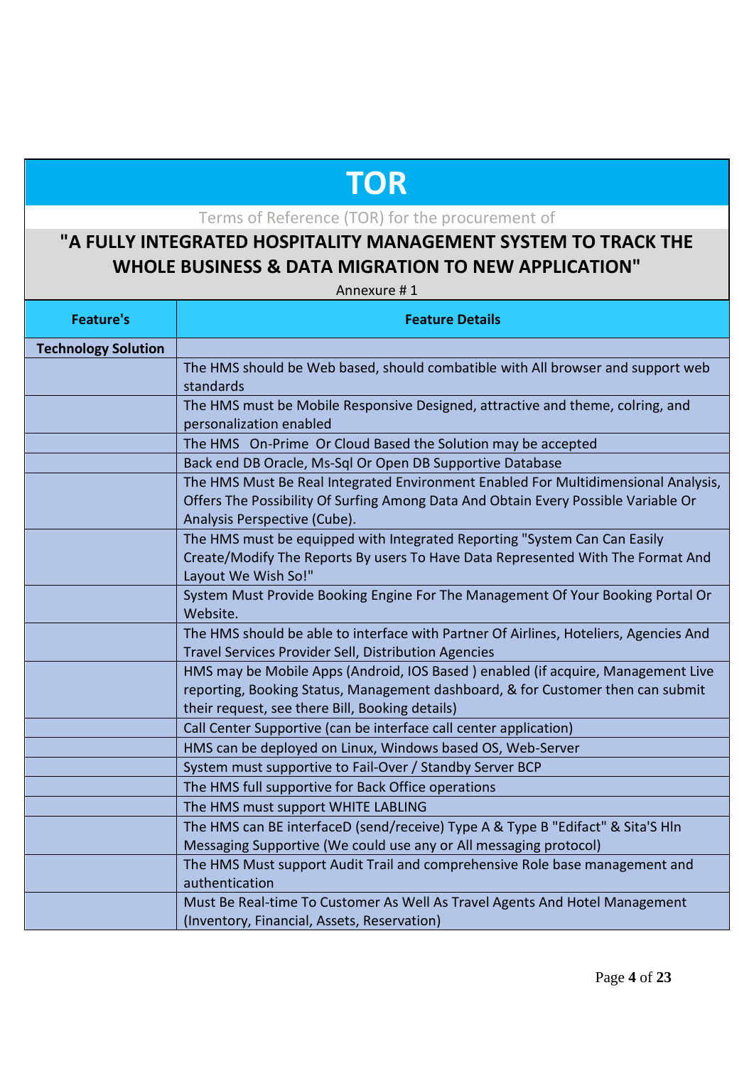# TOR

Terms of Reference (TOR) for the procurement of

## "A FULLY INTEGRATED HOSPITALITY MANAGEMENT SYSTEM TO TRACK THE WHOLE BUSINESS & DATA MIGRATION TO NEW APPLICATION"

Annexure # 1

| Feature's | Feature Details |
|---|---|
| **Technology Solution** | |
| | The HMS should be Web based, should combatible with All browser and support web standards |
| | The HMS must be Mobile Responsive Designed, attractive and theme, colring, and personalization enabled |
| | The HMS On-Prime Or Cloud Based the Solution may be accepted |
| | Back end DB Oracle, Ms-Sql Or Open DB Supportive Database |
| | The HMS Must Be Real Integrated Environment Enabled For Multidimensional Analysis, Offers The Possibility Of Surfing Among Data And Obtain Every Possible Variable Or Analysis Perspective (Cube). |
| | The HMS must be equipped with Integrated Reporting "System Can Can Easily Create/Modify The Reports By users To Have Data Represented With The Format And Layout We Wish So!" |
| | System Must Provide Booking Engine For The Management Of Your Booking Portal Or Website. |
| | The HMS should be able to interface with Partner Of Airlines, Hoteliers, Agencies And Travel Services Provider Sell, Distribution Agencies |
| | HMS may be Mobile Apps (Android, IOS Based ) enabled (if acquire, Management Live reporting, Booking Status, Management dashboard, & for Customer then can submit their request, see there Bill, Booking details) |
| | Call Center Supportive (can be interface call center application) |
| | HMS can be deployed on Linux, Windows based OS, Web-Server |
| | System must supportive to Fail-Over / Standby Server BCP |
| | The HMS full supportive for Back Office operations |
| | The HMS must support WHITE LABLING |
| | The HMS can BE interfaceD (send/receive) Type A & Type B "Edifact" & Sita'S Hln Messaging Supportive (We could use any or All messaging protocol) |
| | The HMS Must support Audit Trail and comprehensive Role base management and authentication |
| | Must Be Real-time To Customer As Well As Travel Agents And Hotel Management (Inventory, Financial, Assets, Reservation) |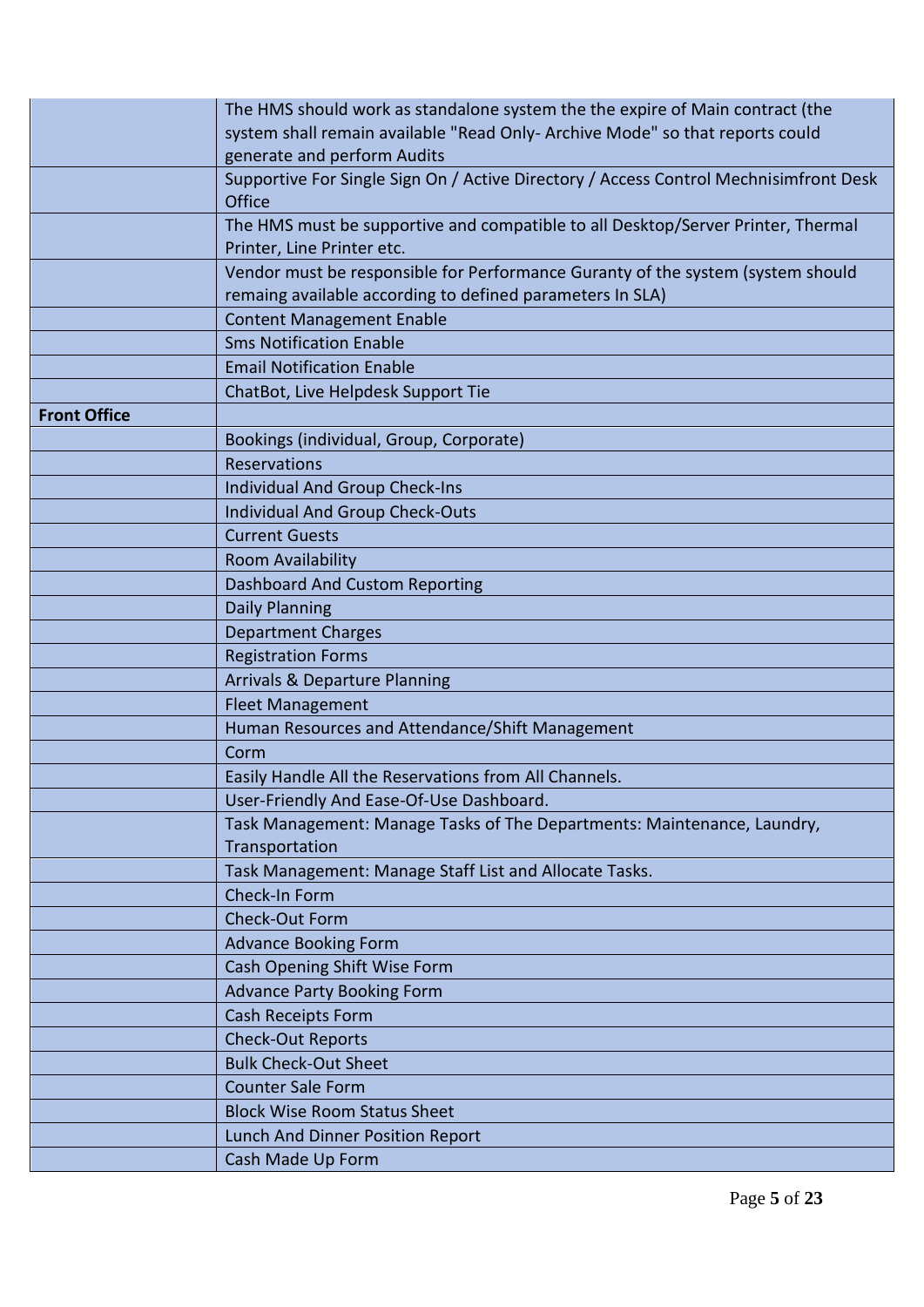|  |  |
|---|---|
|  | The HMS should work as standalone system the the expire of Main contract (the system shall remain available "Read Only- Archive Mode" so that reports could generate and perform Audits |
|  | Supportive For Single Sign On / Active Directory / Access Control Mechnisimfront Desk Office |
|  | The HMS must be supportive and compatible to all Desktop/Server Printer, Thermal Printer, Line Printer etc. |
|  | Vendor must be responsible for Performance Guranty of the system (system should remaing available according to defined parameters In SLA) |
|  | Content Management Enable |
|  | Sms Notification Enable |
|  | Email Notification Enable |
|  | ChatBot, Live Helpdesk Support Tie |
| **Front Office** |  |
|  | Bookings (individual, Group, Corporate) |
|  | Reservations |
|  | Individual And Group Check-Ins |
|  | Individual And Group Check-Outs |
|  | Current Guests |
|  | Room Availability |
|  | Dashboard And Custom Reporting |
|  | Daily Planning |
|  | Department Charges |
|  | Registration Forms |
|  | Arrivals & Departure Planning |
|  | Fleet Management |
|  | Human Resources and Attendance/Shift Management |
|  | Corm |
|  | Easily Handle All the Reservations from All Channels. |
|  | User-Friendly And Ease-Of-Use Dashboard. |
|  | Task Management: Manage Tasks of The Departments: Maintenance, Laundry, Transportation |
|  | Task Management: Manage Staff List and Allocate Tasks. |
|  | Check-In Form |
|  | Check-Out Form |
|  | Advance Booking Form |
|  | Cash Opening Shift Wise Form |
|  | Advance Party Booking Form |
|  | Cash Receipts Form |
|  | Check-Out Reports |
|  | Bulk Check-Out Sheet |
|  | Counter Sale Form |
|  | Block Wise Room Status Sheet |
|  | Lunch And Dinner Position Report |
|  | Cash Made Up Form |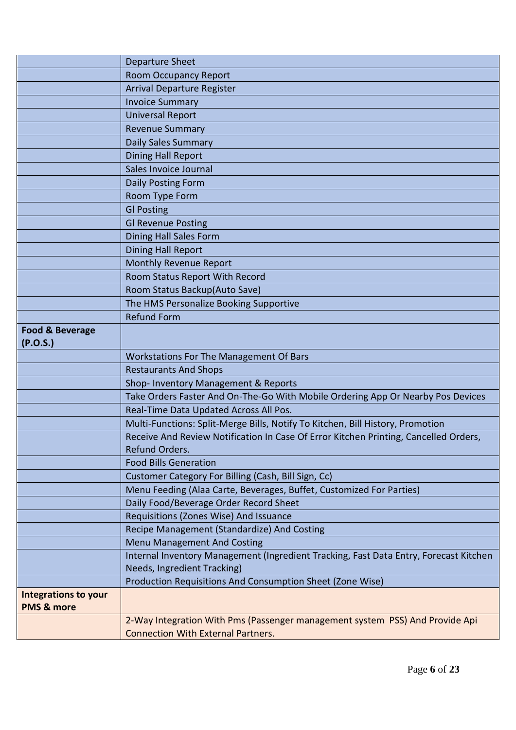| | |
|---|---|
| | Departure Sheet |
| | Room Occupancy Report |
| | Arrival Departure Register |
| | Invoice Summary |
| | Universal Report |
| | Revenue Summary |
| | Daily Sales Summary |
| | Dining Hall Report |
| | Sales Invoice Journal |
| | Daily Posting Form |
| | Room Type Form |
| | Gl Posting |
| | Gl Revenue Posting |
| | Dining Hall Sales Form |
| | Dining Hall Report |
| | Monthly Revenue Report |
| | Room Status Report With Record |
| | Room Status Backup(Auto Save) |
| | The HMS Personalize Booking Supportive |
| | Refund Form |
| **Food & Beverage (P.O.S.)** | |
| | Workstations For The Management Of Bars |
| | Restaurants And Shops |
| | Shop- Inventory Management & Reports |
| | Take Orders Faster And On-The-Go With Mobile Ordering App Or Nearby Pos Devices |
| | Real-Time Data Updated Across All Pos. |
| | Multi-Functions: Split-Merge Bills, Notify To Kitchen, Bill History, Promotion |
| | Receive And Review Notification In Case Of Error Kitchen Printing, Cancelled Orders, Refund Orders. |
| | Food Bills Generation |
| | Customer Category For Billing (Cash, Bill Sign, Cc) |
| | Menu Feeding (Alaa Carte, Beverages, Buffet, Customized For Parties) |
| | Daily Food/Beverage Order Record Sheet |
| | Requisitions (Zones Wise) And Issuance |
| | Recipe Management (Standardize) And Costing |
| | Menu Management And Costing |
| | Internal Inventory Management (Ingredient Tracking, Fast Data Entry, Forecast Kitchen Needs, Ingredient Tracking) |
| | Production Requisitions And Consumption Sheet (Zone Wise) |
| **Integrations to your PMS & more** | |
| | 2-Way Integration With Pms (Passenger management system PSS) And Provide Api Connection With External Partners. |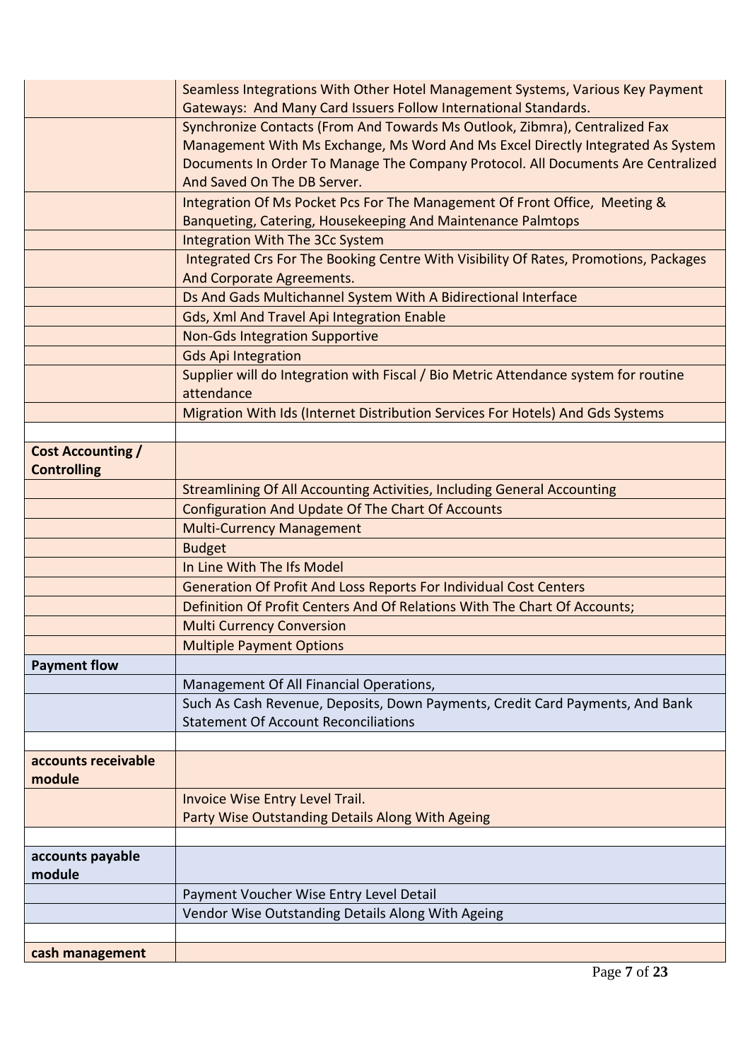| | |
|---|---|
| | Seamless Integrations With Other Hotel Management Systems, Various Key Payment Gateways: And Many Card Issuers Follow International Standards. |
| | Synchronize Contacts (From And Towards Ms Outlook, Zibmra), Centralized Fax Management With Ms Exchange, Ms Word And Ms Excel Directly Integrated As System Documents In Order To Manage The Company Protocol. All Documents Are Centralized And Saved On The DB Server. |
| | Integration Of Ms Pocket Pcs For The Management Of Front Office, Meeting & Banqueting, Catering, Housekeeping And Maintenance Palmtops |
| | Integration With The 3Cc System |
| | Integrated Crs For The Booking Centre With Visibility Of Rates, Promotions, Packages And Corporate Agreements. |
| | Ds And Gads Multichannel System With A Bidirectional Interface |
| | Gds, Xml And Travel Api Integration Enable |
| | Non-Gds Integration Supportive |
| | Gds Api Integration |
| | Supplier will do Integration with Fiscal / Bio Metric Attendance system for routine attendance |
| | Migration With Ids (Internet Distribution Services For Hotels) And Gds Systems |
| | |
| **Cost Accounting / Controlling** | |
| | Streamlining Of All Accounting Activities, Including General Accounting |
| | Configuration And Update Of The Chart Of Accounts |
| | Multi-Currency Management |
| | Budget |
| | In Line With The Ifs Model |
| | Generation Of Profit And Loss Reports For Individual Cost Centers |
| | Definition Of Profit Centers And Of Relations With The Chart Of Accounts; |
| | Multi Currency Conversion |
| | Multiple Payment Options |
| **Payment flow** | |
| | Management Of All Financial Operations, |
| | Such As Cash Revenue, Deposits, Down Payments, Credit Card Payments, And Bank Statement Of Account Reconciliations |
| | |
| **accounts receivable module** | |
| | Invoice Wise Entry Level Trail.<br>Party Wise Outstanding Details Along With Ageing |
| | |
| **accounts payable module** | |
| | Payment Voucher Wise Entry Level Detail |
| | Vendor Wise Outstanding Details Along With Ageing |
| | |
| **cash management** | |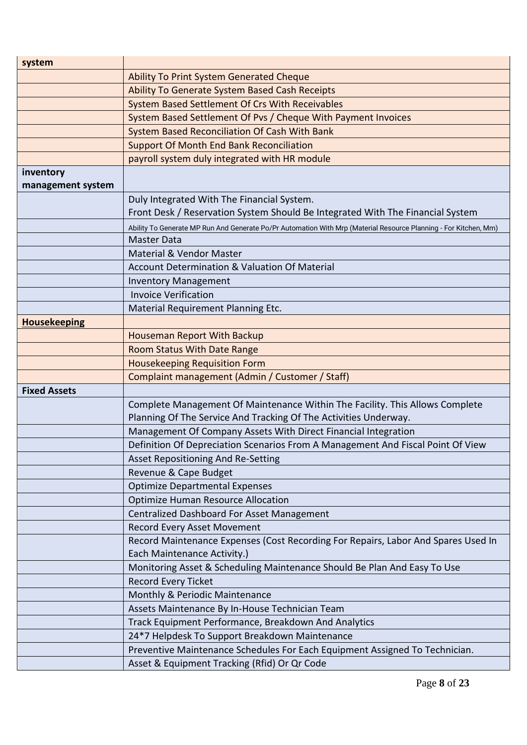| **system** | |
|---|---|
| | Ability To Print System Generated Cheque |
| | Ability To Generate System Based Cash Receipts |
| | System Based Settlement Of Crs With Receivables |
| | System Based Settlement Of Pvs / Cheque With Payment Invoices |
| | System Based Reconciliation Of Cash With Bank |
| | Support Of Month End Bank Reconciliation |
| | payroll system duly integrated with HR module |
| **inventory management system** | |
| | Duly Integrated With The Financial System.<br>Front Desk / Reservation System Should Be Integrated With The Financial System |
| | Ability To Generate MP Run And Generate Po/Pr Automation With Mrp (Material Resource Planning - For Kitchen, Mm) |
| | Master Data |
| | Material & Vendor Master |
| | Account Determination & Valuation Of Material |
| | Inventory Management |
| | Invoice Verification |
| | Material Requirement Planning Etc. |
| **Housekeeping** | |
| | Houseman Report With Backup |
| | Room Status With Date Range |
| | Housekeeping Requisition Form |
| | Complaint management (Admin / Customer / Staff) |
| **Fixed Assets** | |
| | Complete Management Of Maintenance Within The Facility. This Allows Complete Planning Of The Service And Tracking Of The Activities Underway. |
| | Management Of Company Assets With Direct Financial Integration |
| | Definition Of Depreciation Scenarios From A Management And Fiscal Point Of View |
| | Asset Repositioning And Re-Setting |
| | Revenue & Cape Budget |
| | Optimize Departmental Expenses |
| | Optimize Human Resource Allocation |
| | Centralized Dashboard For Asset Management |
| | Record Every Asset Movement |
| | Record Maintenance Expenses (Cost Recording For Repairs, Labor And Spares Used In Each Maintenance Activity.) |
| | Monitoring Asset & Scheduling Maintenance Should Be Plan And Easy To Use |
| | Record Every Ticket |
| | Monthly & Periodic Maintenance |
| | Assets Maintenance By In-House Technician Team |
| | Track Equipment Performance, Breakdown And Analytics |
| | 24*7 Helpdesk To Support Breakdown Maintenance |
| | Preventive Maintenance Schedules For Each Equipment Assigned To Technician. |
| | Asset & Equipment Tracking (Rfid) Or Qr Code |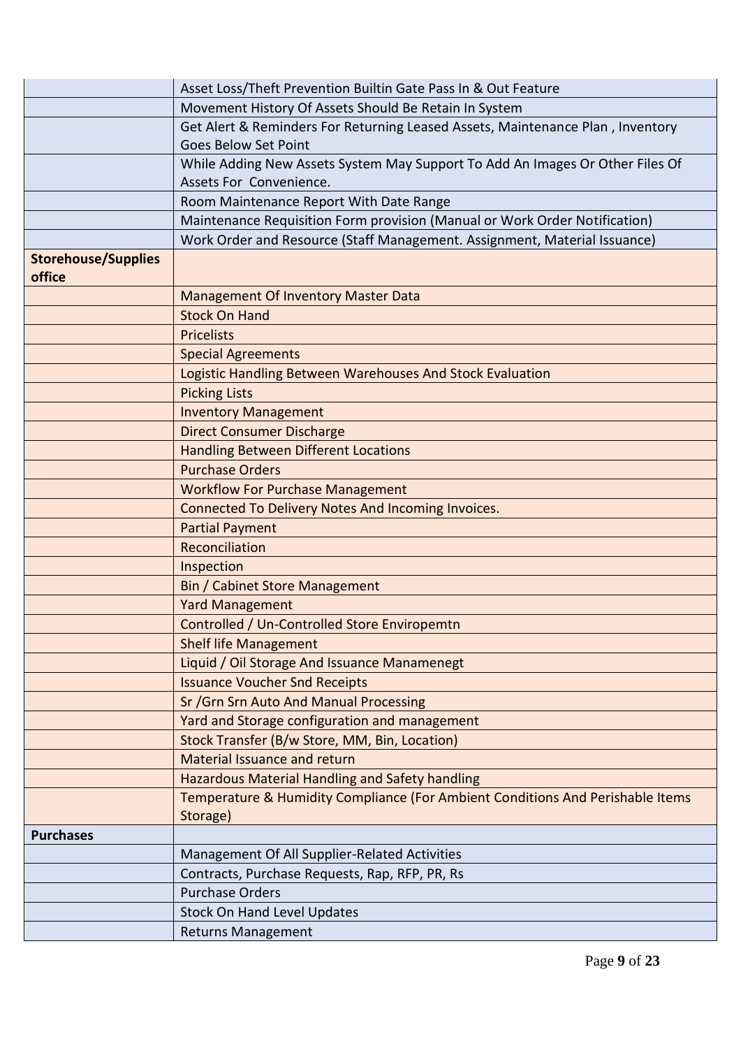| | |
|---|---|
| | Asset Loss/Theft Prevention Builtin Gate Pass In & Out Feature |
| | Movement History Of Assets Should Be Retain In System |
| | Get Alert & Reminders For Returning Leased Assets, Maintenance Plan , Inventory Goes Below Set Point |
| | While Adding New Assets System May Support To Add An Images Or Other Files Of Assets For Convenience. |
| | Room Maintenance Report With Date Range |
| | Maintenance Requisition Form provision (Manual or Work Order Notification) |
| | Work Order and Resource (Staff Management. Assignment, Material Issuance) |
| **Storehouse/Supplies office** | |
| | Management Of Inventory Master Data |
| | Stock On Hand |
| | Pricelists |
| | Special Agreements |
| | Logistic Handling Between Warehouses And Stock Evaluation |
| | Picking Lists |
| | Inventory Management |
| | Direct Consumer Discharge |
| | Handling Between Different Locations |
| | Purchase Orders |
| | Workflow For Purchase Management |
| | Connected To Delivery Notes And Incoming Invoices. |
| | Partial Payment |
| | Reconciliation |
| | Inspection |
| | Bin / Cabinet Store Management |
| | Yard Management |
| | Controlled / Un-Controlled Store Enviropemtn |
| | Shelf life Management |
| | Liquid / Oil Storage And Issuance Manamenegt |
| | Issuance Voucher Snd Receipts |
| | Sr /Grn Srn Auto And Manual Processing |
| | Yard and Storage configuration and management |
| | Stock Transfer (B/w Store, MM, Bin, Location) |
| | Material Issuance and return |
| | Hazardous Material Handling and Safety handling |
| | Temperature & Humidity Compliance (For Ambient Conditions And Perishable Items Storage) |
| **Purchases** | |
| | Management Of All Supplier-Related Activities |
| | Contracts, Purchase Requests, Rap, RFP, PR, Rs |
| | Purchase Orders |
| | Stock On Hand Level Updates |
| | Returns Management |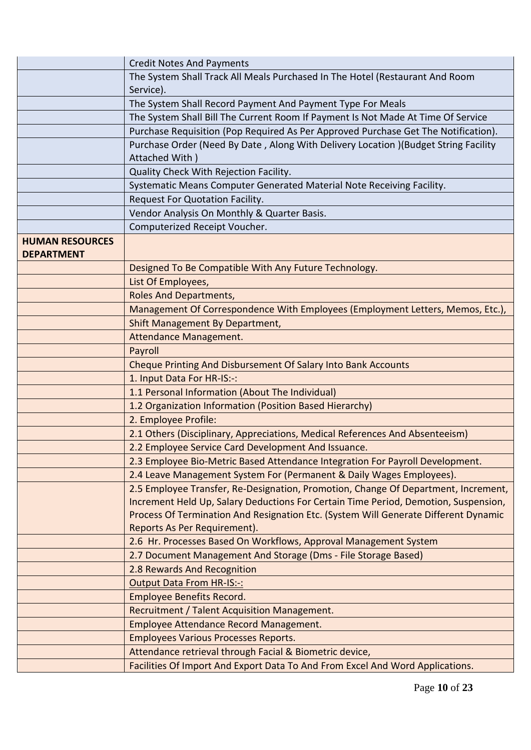| | |
|---|---|
| | Credit Notes And Payments |
| | The System Shall Track All Meals Purchased In The Hotel (Restaurant And Room Service). |
| | The System Shall Record Payment And Payment Type For Meals |
| | The System Shall Bill The Current Room If Payment Is Not Made At Time Of Service |
| | Purchase Requisition (Pop Required As Per Approved Purchase Get The Notification). |
| | Purchase Order (Need By Date , Along With Delivery Location )(Budget String Facility Attached With ) |
| | Quality Check With Rejection Facility. |
| | Systematic Means Computer Generated Material Note Receiving Facility. |
| | Request For Quotation Facility. |
| | Vendor Analysis On Monthly & Quarter Basis. |
| | Computerized Receipt Voucher. |
| **HUMAN RESOURCES DEPARTMENT** | |
| | Designed To Be Compatible With Any Future Technology. |
| | List Of Employees, |
| | Roles And Departments, |
| | Management Of Correspondence With Employees (Employment Letters, Memos, Etc.), |
| | Shift Management By Department, |
| | Attendance Management. |
| | Payroll |
| | Cheque Printing And Disbursement Of Salary Into Bank Accounts |
| | 1. Input Data For HR-IS:-: |
| | 1.1 Personal Information (About The Individual) |
| | 1.2 Organization Information (Position Based Hierarchy) |
| | 2. Employee Profile: |
| | 2.1 Others (Disciplinary, Appreciations, Medical References And Absenteeism) |
| | 2.2 Employee Service Card Development And Issuance. |
| | 2.3 Employee Bio-Metric Based Attendance Integration For Payroll Development. |
| | 2.4 Leave Management System For (Permanent & Daily Wages Employees). |
| | 2.5 Employee Transfer, Re-Designation, Promotion, Change Of Department, Increment, Increment Held Up, Salary Deductions For Certain Time Period, Demotion, Suspension, Process Of Termination And Resignation Etc. (System Will Generate Different Dynamic Reports As Per Requirement). |
| | 2.6 Hr. Processes Based On Workflows, Approval Management System |
| | 2.7 Document Management And Storage (Dms - File Storage Based) |
| | 2.8 Rewards And Recognition |
| | Output Data From HR-IS:-: |
| | Employee Benefits Record. |
| | Recruitment / Talent Acquisition Management. |
| | Employee Attendance Record Management. |
| | Employees Various Processes Reports. |
| | Attendance retrieval through Facial & Biometric device, |
| | Facilities Of Import And Export Data To And From Excel And Word Applications. |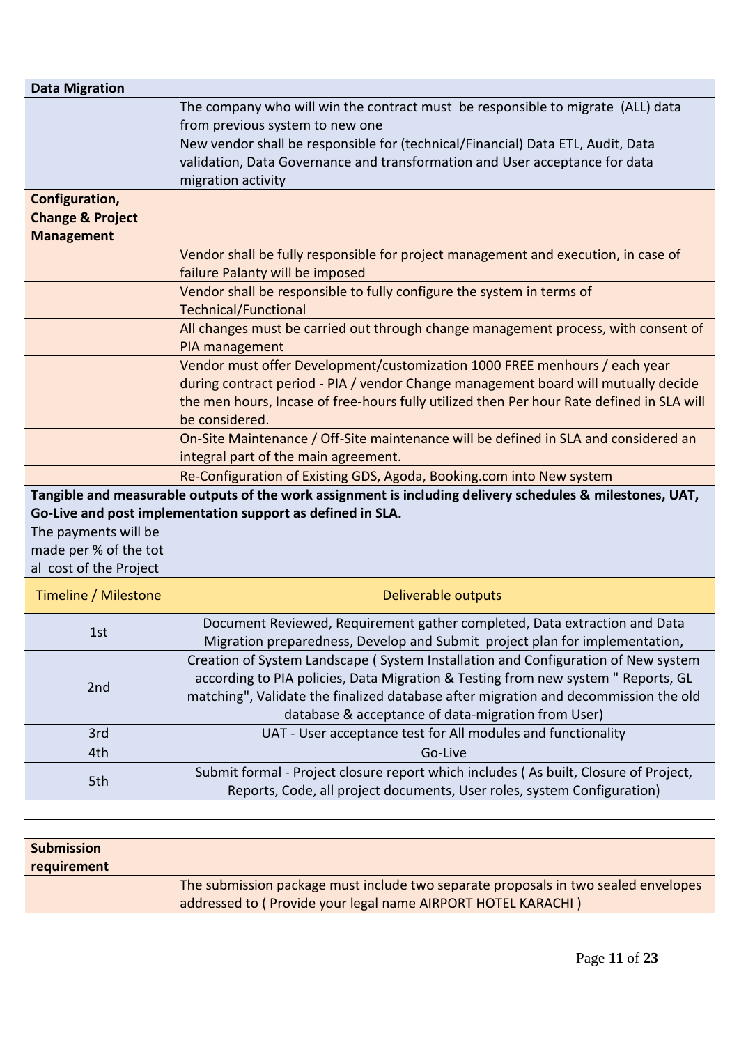| Data Migration | |
|---|---|
| | The company who will win the contract must be responsible to migrate (ALL) data from previous system to new one |
| | New vendor shall be responsible for (technical/Financial) Data ETL, Audit, Data validation, Data Governance and transformation and User acceptance for data migration activity |
| **Configuration, Change & Project Management** | |
| | Vendor shall be fully responsible for project management and execution, in case of failure Palanty will be imposed |
| | Vendor shall be responsible to fully configure the system in terms of Technical/Functional |
| | All changes must be carried out through change management process, with consent of PIA management |
| | Vendor must offer Development/customization 1000 FREE menhours / each year during contract period - PIA / vendor Change management board will mutually decide the men hours, Incase of free-hours fully utilized then Per hour Rate defined in SLA will be considered. |
| | On-Site Maintenance / Off-Site maintenance will be defined in SLA and considered an integral part of the main agreement. |
| | Re-Configuration of Existing GDS, Agoda, Booking.com into New system |

**Tangible and measurable outputs of the work assignment is including delivery schedules & milestones, UAT, Go-Live and post implementation support as defined in SLA.**

The payments will be made per % of the total cost of the Project

| Timeline / Milestone | Deliverable outputs |
|---|---|
| 1st | Document Reviewed, Requirement gather completed, Data extraction and Data Migration preparedness, Develop and Submit project plan for implementation, |
| 2nd | Creation of System Landscape ( System Installation and Configuration of New system according to PIA policies, Data Migration & Testing from new system " Reports, GL matching", Validate the finalized database after migration and decommission the old database & acceptance of data-migration from User) |
| 3rd | UAT - User acceptance test for All modules and functionality |
| 4th | Go-Live |
| 5th | Submit formal - Project closure report which includes ( As built, Closure of Project, Reports, Code, all project documents, User roles, system Configuration) |
| | |
| | |

| Submission requirement | |
|---|---|
| | The submission package must include two separate proposals in two sealed envelopes addressed to ( Provide your legal name AIRPORT HOTEL KARACHI ) |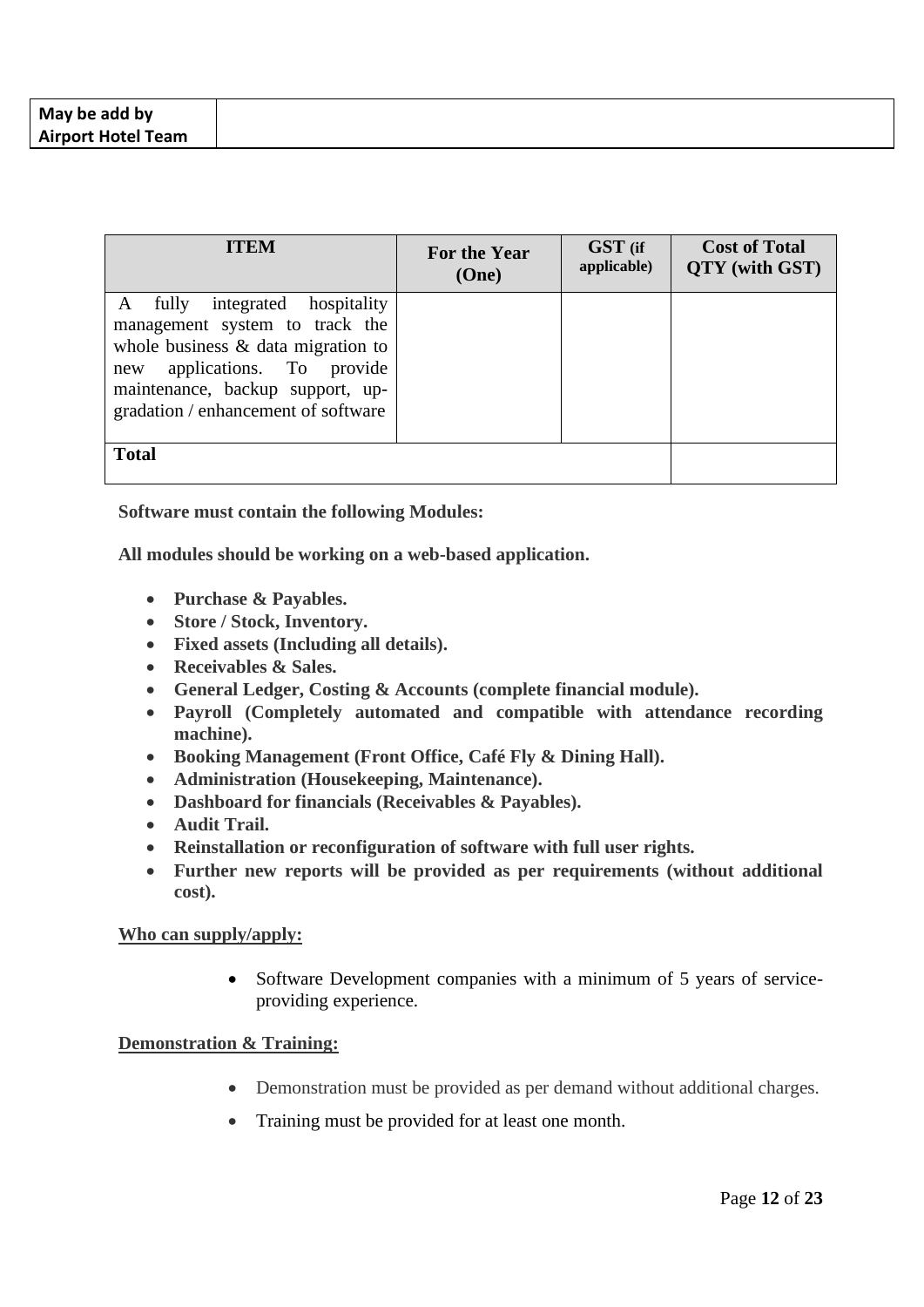| May be add by Airport Hotel Team | |
|---|---|

| ITEM | For the Year (One) | GST (if applicable) | Cost of Total QTY (with GST) |
|---|---|---|---|
| A fully integrated hospitality management system to track the whole business & data migration to new applications. To provide maintenance, backup support, up-gradation / enhancement of software | | | |
| **Total** | | | |

**Software must contain the following Modules:**

**All modules should be working on a web-based application.**

- **Purchase & Payables.**
- **Store / Stock, Inventory.**
- **Fixed assets (Including all details).**
- **Receivables & Sales.**
- **General Ledger, Costing & Accounts (complete financial module).**
- **Payroll (Completely automated and compatible with attendance recording machine).**
- **Booking Management (Front Office, Café Fly & Dining Hall).**
- **Administration (Housekeeping, Maintenance).**
- **Dashboard for financials (Receivables & Payables).**
- **Audit Trail.**
- **Reinstallation or reconfiguration of software with full user rights.**
- **Further new reports will be provided as per requirements (without additional cost).**

**Who can supply/apply:**

- Software Development companies with a minimum of 5 years of service-providing experience.

**Demonstration & Training:**

- Demonstration must be provided as per demand without additional charges.
- Training must be provided for at least one month.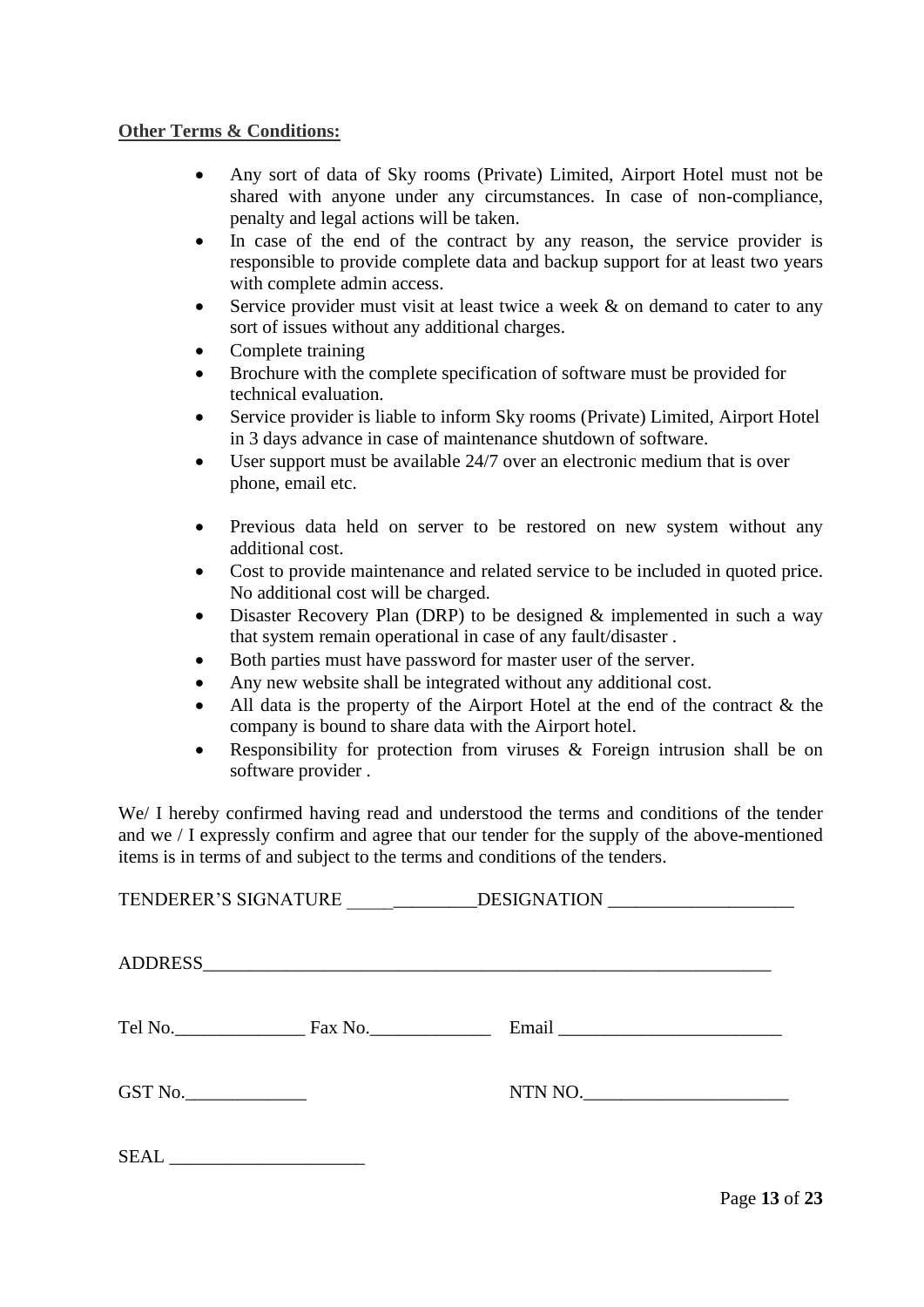**Other Terms & Conditions:**

- Any sort of data of Sky rooms (Private) Limited, Airport Hotel must not be shared with anyone under any circumstances. In case of non-compliance, penalty and legal actions will be taken.
- In case of the end of the contract by any reason, the service provider is responsible to provide complete data and backup support for at least two years with complete admin access.
- Service provider must visit at least twice a week & on demand to cater to any sort of issues without any additional charges.
- Complete training
- Brochure with the complete specification of software must be provided for technical evaluation.
- Service provider is liable to inform Sky rooms (Private) Limited, Airport Hotel in 3 days advance in case of maintenance shutdown of software.
- User support must be available 24/7 over an electronic medium that is over phone, email etc.
- Previous data held on server to be restored on new system without any additional cost.
- Cost to provide maintenance and related service to be included in quoted price. No additional cost will be charged.
- Disaster Recovery Plan (DRP) to be designed & implemented in such a way that system remain operational in case of any fault/disaster .
- Both parties must have password for master user of the server.
- Any new website shall be integrated without any additional cost.
- All data is the property of the Airport Hotel at the end of the contract & the company is bound to share data with the Airport hotel.
- Responsibility for protection from viruses & Foreign intrusion shall be on software provider .

We/ I hereby confirmed having read and understood the terms and conditions of the tender and we / I expressly confirm and agree that our tender for the supply of the above-mentioned items is in terms of and subject to the terms and conditions of the tenders.

TENDERER'S SIGNATURE ______________DESIGNATION ____________________

ADDRESS_______________________________________________________________

Tel No.______________ Fax No._____________ Email ________________________

GST No._____________ NTN NO.______________________

SEAL _____________________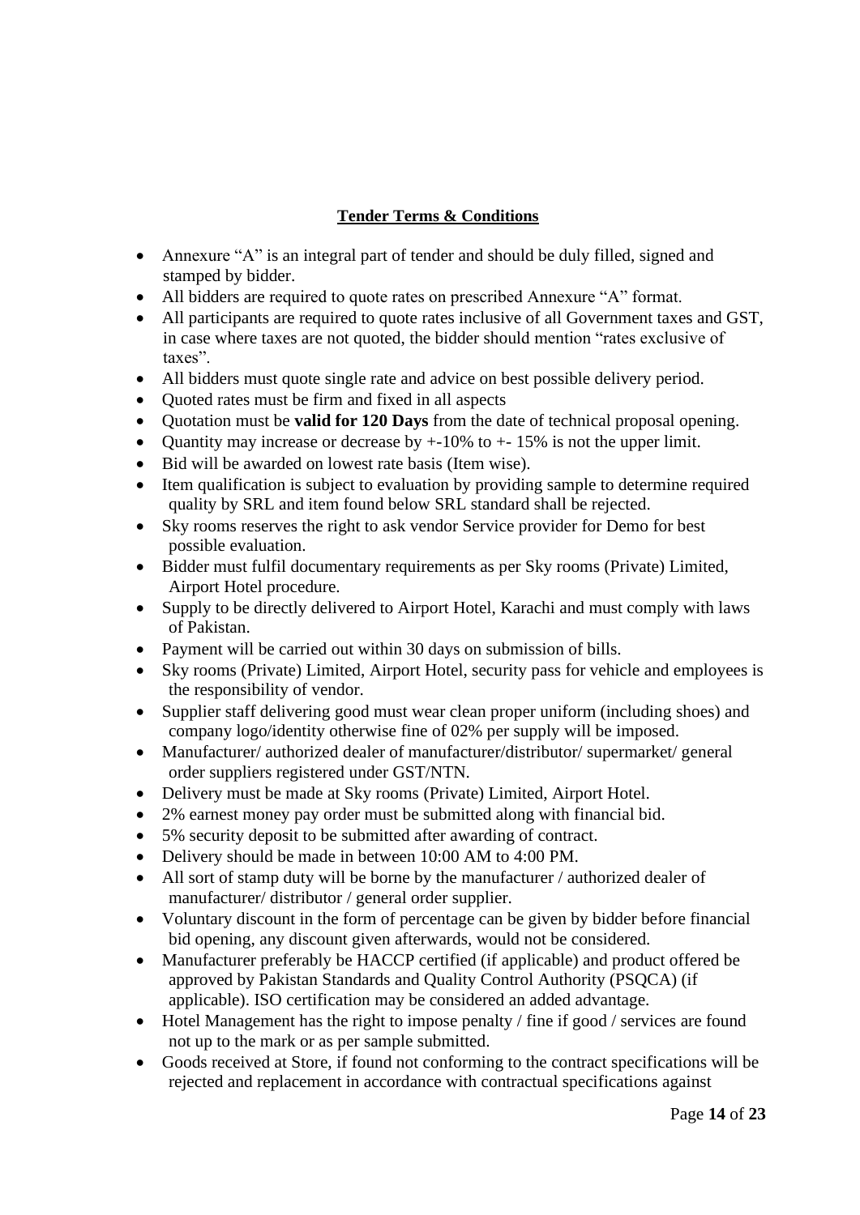**Tender Terms & Conditions**

- Annexure "A" is an integral part of tender and should be duly filled, signed and stamped by bidder.
- All bidders are required to quote rates on prescribed Annexure "A" format.
- All participants are required to quote rates inclusive of all Government taxes and GST, in case where taxes are not quoted, the bidder should mention "rates exclusive of taxes".
- All bidders must quote single rate and advice on best possible delivery period.
- Quoted rates must be firm and fixed in all aspects
- Quotation must be **valid for 120 Days** from the date of technical proposal opening.
- Quantity may increase or decrease by +-10% to +- 15% is not the upper limit.
- Bid will be awarded on lowest rate basis (Item wise).
- Item qualification is subject to evaluation by providing sample to determine required quality by SRL and item found below SRL standard shall be rejected.
- Sky rooms reserves the right to ask vendor Service provider for Demo for best possible evaluation.
- Bidder must fulfil documentary requirements as per Sky rooms (Private) Limited, Airport Hotel procedure.
- Supply to be directly delivered to Airport Hotel, Karachi and must comply with laws of Pakistan.
- Payment will be carried out within 30 days on submission of bills.
- Sky rooms (Private) Limited, Airport Hotel, security pass for vehicle and employees is the responsibility of vendor.
- Supplier staff delivering good must wear clean proper uniform (including shoes) and company logo/identity otherwise fine of 02% per supply will be imposed.
- Manufacturer/ authorized dealer of manufacturer/distributor/ supermarket/ general order suppliers registered under GST/NTN.
- Delivery must be made at Sky rooms (Private) Limited, Airport Hotel.
- 2% earnest money pay order must be submitted along with financial bid.
- 5% security deposit to be submitted after awarding of contract.
- Delivery should be made in between 10:00 AM to 4:00 PM.
- All sort of stamp duty will be borne by the manufacturer / authorized dealer of manufacturer/ distributor / general order supplier.
- Voluntary discount in the form of percentage can be given by bidder before financial bid opening, any discount given afterwards, would not be considered.
- Manufacturer preferably be HACCP certified (if applicable) and product offered be approved by Pakistan Standards and Quality Control Authority (PSQCA) (if applicable). ISO certification may be considered an added advantage.
- Hotel Management has the right to impose penalty / fine if good / services are found not up to the mark or as per sample submitted.
- Goods received at Store, if found not conforming to the contract specifications will be rejected and replacement in accordance with contractual specifications against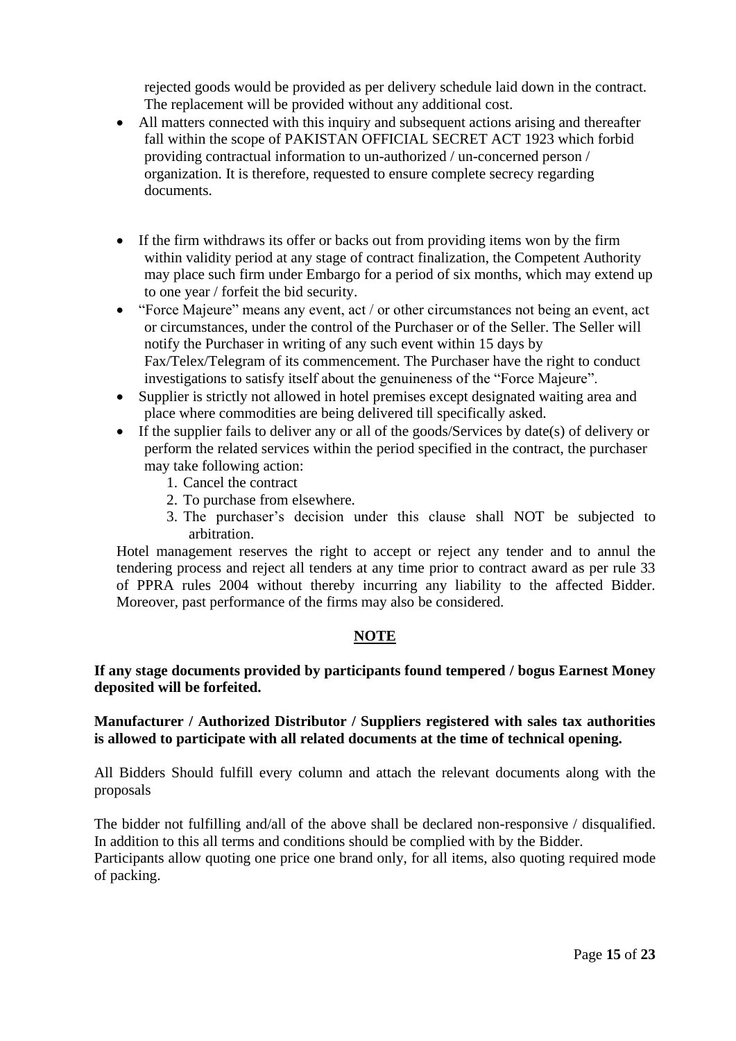rejected goods would be provided as per delivery schedule laid down in the contract. The replacement will be provided without any additional cost.

- All matters connected with this inquiry and subsequent actions arising and thereafter fall within the scope of PAKISTAN OFFICIAL SECRET ACT 1923 which forbid providing contractual information to un-authorized / un-concerned person / organization. It is therefore, requested to ensure complete secrecy regarding documents.

- If the firm withdraws its offer or backs out from providing items won by the firm within validity period at any stage of contract finalization, the Competent Authority may place such firm under Embargo for a period of six months, which may extend up to one year / forfeit the bid security.
- "Force Majeure" means any event, act / or other circumstances not being an event, act or circumstances, under the control of the Purchaser or of the Seller. The Seller will notify the Purchaser in writing of any such event within 15 days by Fax/Telex/Telegram of its commencement. The Purchaser have the right to conduct investigations to satisfy itself about the genuineness of the "Force Majeure".
- Supplier is strictly not allowed in hotel premises except designated waiting area and place where commodities are being delivered till specifically asked.
- If the supplier fails to deliver any or all of the goods/Services by date(s) of delivery or perform the related services within the period specified in the contract, the purchaser may take following action:
  1. Cancel the contract
  2. To purchase from elsewhere.
  3. The purchaser's decision under this clause shall NOT be subjected to arbitration.

Hotel management reserves the right to accept or reject any tender and to annul the tendering process and reject all tenders at any time prior to contract award as per rule 33 of PPRA rules 2004 without thereby incurring any liability to the affected Bidder. Moreover, past performance of the firms may also be considered.

## NOTE

**If any stage documents provided by participants found tempered / bogus Earnest Money deposited will be forfeited.**

**Manufacturer / Authorized Distributor / Suppliers registered with sales tax authorities is allowed to participate with all related documents at the time of technical opening.**

All Bidders Should fulfill every column and attach the relevant documents along with the proposals

The bidder not fulfilling and/all of the above shall be declared non-responsive / disqualified. In addition to this all terms and conditions should be complied with by the Bidder.
Participants allow quoting one price one brand only, for all items, also quoting required mode of packing.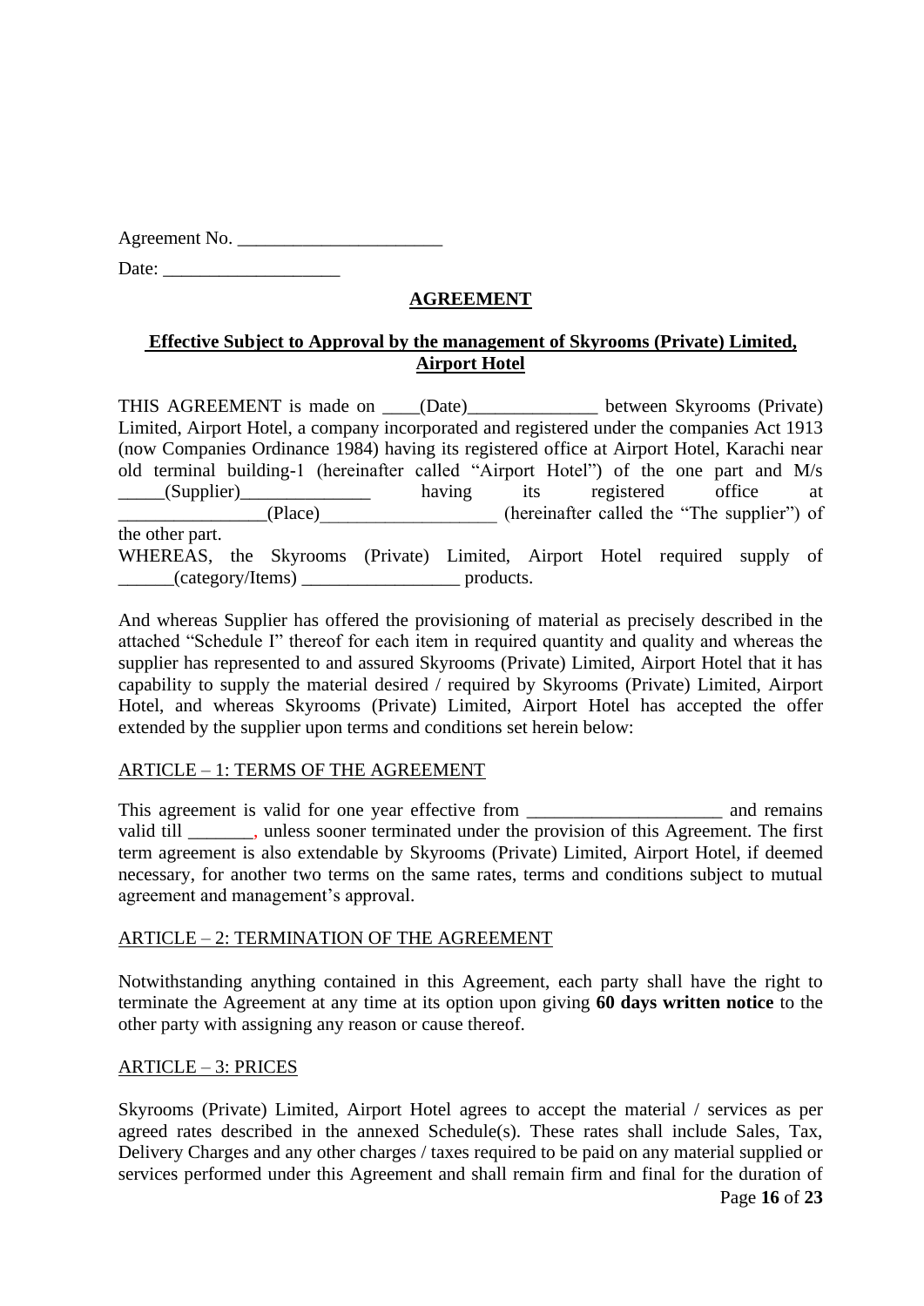Agreement No. ______________________

Date: ___________________

**AGREEMENT**

**Effective Subject to Approval by the management of Skyrooms (Private) Limited, Airport Hotel**

THIS AGREEMENT is made on ____(Date)______________ between Skyrooms (Private) Limited, Airport Hotel, a company incorporated and registered under the companies Act 1913 (now Companies Ordinance 1984) having its registered office at Airport Hotel, Karachi near old terminal building-1 (hereinafter called "Airport Hotel") of the one part and M/s _____(Supplier)______________ having its registered office at ________________(Place)___________________ (hereinafter called the "The supplier") of the other part.

WHEREAS, the Skyrooms (Private) Limited, Airport Hotel required supply of ______(category/Items) _________________ products.

And whereas Supplier has offered the provisioning of material as precisely described in the attached "Schedule I" thereof for each item in required quantity and quality and whereas the supplier has represented to and assured Skyrooms (Private) Limited, Airport Hotel that it has capability to supply the material desired / required by Skyrooms (Private) Limited, Airport Hotel, and whereas Skyrooms (Private) Limited, Airport Hotel has accepted the offer extended by the supplier upon terms and conditions set herein below:

ARTICLE – 1: TERMS OF THE AGREEMENT

This agreement is valid for one year effective from _____________________ and remains valid till _______, unless sooner terminated under the provision of this Agreement. The first term agreement is also extendable by Skyrooms (Private) Limited, Airport Hotel, if deemed necessary, for another two terms on the same rates, terms and conditions subject to mutual agreement and management's approval.

ARTICLE – 2: TERMINATION OF THE AGREEMENT

Notwithstanding anything contained in this Agreement, each party shall have the right to terminate the Agreement at any time at its option upon giving **60 days written notice** to the other party with assigning any reason or cause thereof.

ARTICLE – 3: PRICES

Skyrooms (Private) Limited, Airport Hotel agrees to accept the material / services as per agreed rates described in the annexed Schedule(s). These rates shall include Sales, Tax, Delivery Charges and any other charges / taxes required to be paid on any material supplied or services performed under this Agreement and shall remain firm and final for the duration of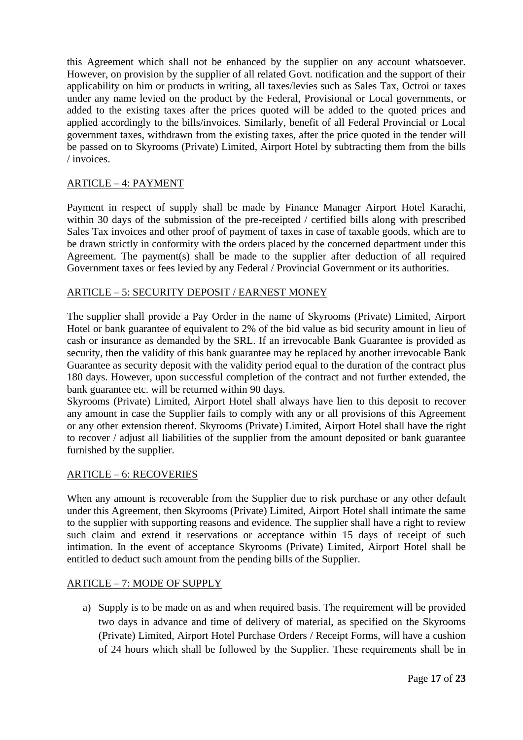this Agreement which shall not be enhanced by the supplier on any account whatsoever. However, on provision by the supplier of all related Govt. notification and the support of their applicability on him or products in writing, all taxes/levies such as Sales Tax, Octroi or taxes under any name levied on the product by the Federal, Provisional or Local governments, or added to the existing taxes after the prices quoted will be added to the quoted prices and applied accordingly to the bills/invoices. Similarly, benefit of all Federal Provincial or Local government taxes, withdrawn from the existing taxes, after the price quoted in the tender will be passed on to Skyrooms (Private) Limited, Airport Hotel by subtracting them from the bills / invoices.

## ARTICLE – 4: PAYMENT

Payment in respect of supply shall be made by Finance Manager Airport Hotel Karachi, within 30 days of the submission of the pre-receipted / certified bills along with prescribed Sales Tax invoices and other proof of payment of taxes in case of taxable goods, which are to be drawn strictly in conformity with the orders placed by the concerned department under this Agreement. The payment(s) shall be made to the supplier after deduction of all required Government taxes or fees levied by any Federal / Provincial Government or its authorities.

## ARTICLE – 5: SECURITY DEPOSIT / EARNEST MONEY

The supplier shall provide a Pay Order in the name of Skyrooms (Private) Limited, Airport Hotel or bank guarantee of equivalent to 2% of the bid value as bid security amount in lieu of cash or insurance as demanded by the SRL. If an irrevocable Bank Guarantee is provided as security, then the validity of this bank guarantee may be replaced by another irrevocable Bank Guarantee as security deposit with the validity period equal to the duration of the contract plus 180 days. However, upon successful completion of the contract and not further extended, the bank guarantee etc. will be returned within 90 days.
Skyrooms (Private) Limited, Airport Hotel shall always have lien to this deposit to recover any amount in case the Supplier fails to comply with any or all provisions of this Agreement or any other extension thereof. Skyrooms (Private) Limited, Airport Hotel shall have the right to recover / adjust all liabilities of the supplier from the amount deposited or bank guarantee furnished by the supplier.

## ARTICLE – 6: RECOVERIES

When any amount is recoverable from the Supplier due to risk purchase or any other default under this Agreement, then Skyrooms (Private) Limited, Airport Hotel shall intimate the same to the supplier with supporting reasons and evidence. The supplier shall have a right to review such claim and extend it reservations or acceptance within 15 days of receipt of such intimation. In the event of acceptance Skyrooms (Private) Limited, Airport Hotel shall be entitled to deduct such amount from the pending bills of the Supplier.

## ARTICLE – 7: MODE OF SUPPLY

a) Supply is to be made on as and when required basis. The requirement will be provided two days in advance and time of delivery of material, as specified on the Skyrooms (Private) Limited, Airport Hotel Purchase Orders / Receipt Forms, will have a cushion of 24 hours which shall be followed by the Supplier. These requirements shall be in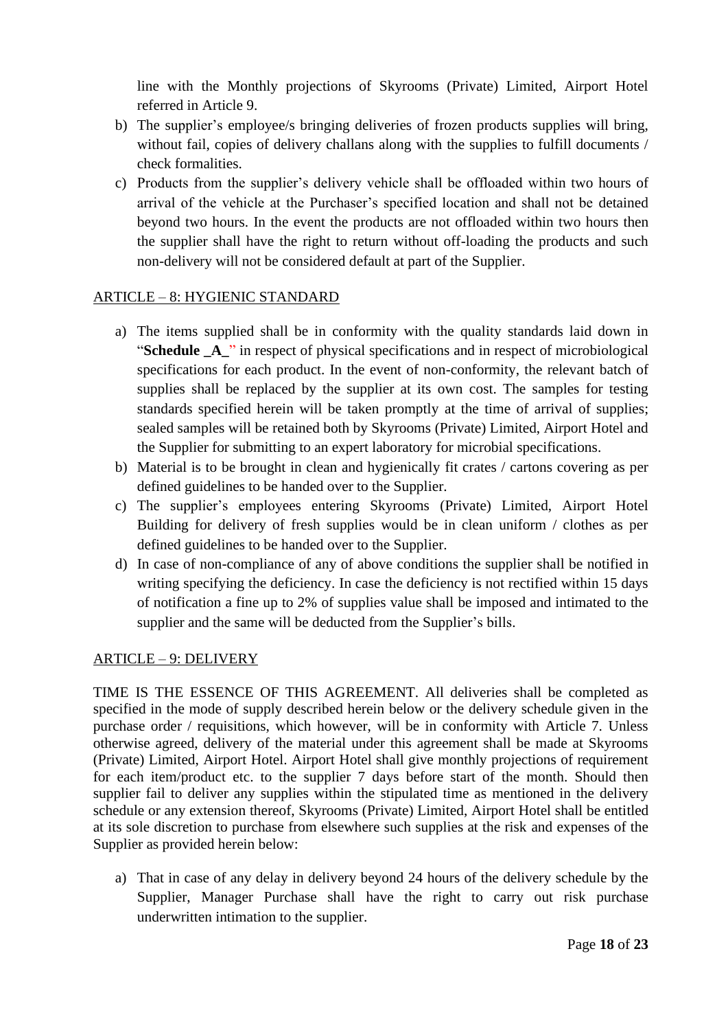line with the Monthly projections of Skyrooms (Private) Limited, Airport Hotel referred in Article 9.

b) The supplier's employee/s bringing deliveries of frozen products supplies will bring, without fail, copies of delivery challans along with the supplies to fulfill documents / check formalities.

c) Products from the supplier's delivery vehicle shall be offloaded within two hours of arrival of the vehicle at the Purchaser's specified location and shall not be detained beyond two hours. In the event the products are not offloaded within two hours then the supplier shall have the right to return without off-loading the products and such non-delivery will not be considered default at part of the Supplier.

## ARTICLE – 8: HYGIENIC STANDARD

a) The items supplied shall be in conformity with the quality standards laid down in "**Schedule _A_**" in respect of physical specifications and in respect of microbiological specifications for each product. In the event of non-conformity, the relevant batch of supplies shall be replaced by the supplier at its own cost. The samples for testing standards specified herein will be taken promptly at the time of arrival of supplies; sealed samples will be retained both by Skyrooms (Private) Limited, Airport Hotel and the Supplier for submitting to an expert laboratory for microbial specifications.

b) Material is to be brought in clean and hygienically fit crates / cartons covering as per defined guidelines to be handed over to the Supplier.

c) The supplier's employees entering Skyrooms (Private) Limited, Airport Hotel Building for delivery of fresh supplies would be in clean uniform / clothes as per defined guidelines to be handed over to the Supplier.

d) In case of non-compliance of any of above conditions the supplier shall be notified in writing specifying the deficiency. In case the deficiency is not rectified within 15 days of notification a fine up to 2% of supplies value shall be imposed and intimated to the supplier and the same will be deducted from the Supplier's bills.

## ARTICLE – 9: DELIVERY

TIME IS THE ESSENCE OF THIS AGREEMENT. All deliveries shall be completed as specified in the mode of supply described herein below or the delivery schedule given in the purchase order / requisitions, which however, will be in conformity with Article 7. Unless otherwise agreed, delivery of the material under this agreement shall be made at Skyrooms (Private) Limited, Airport Hotel. Airport Hotel shall give monthly projections of requirement for each item/product etc. to the supplier 7 days before start of the month. Should then supplier fail to deliver any supplies within the stipulated time as mentioned in the delivery schedule or any extension thereof, Skyrooms (Private) Limited, Airport Hotel shall be entitled at its sole discretion to purchase from elsewhere such supplies at the risk and expenses of the Supplier as provided herein below:

a) That in case of any delay in delivery beyond 24 hours of the delivery schedule by the Supplier, Manager Purchase shall have the right to carry out risk purchase underwritten intimation to the supplier.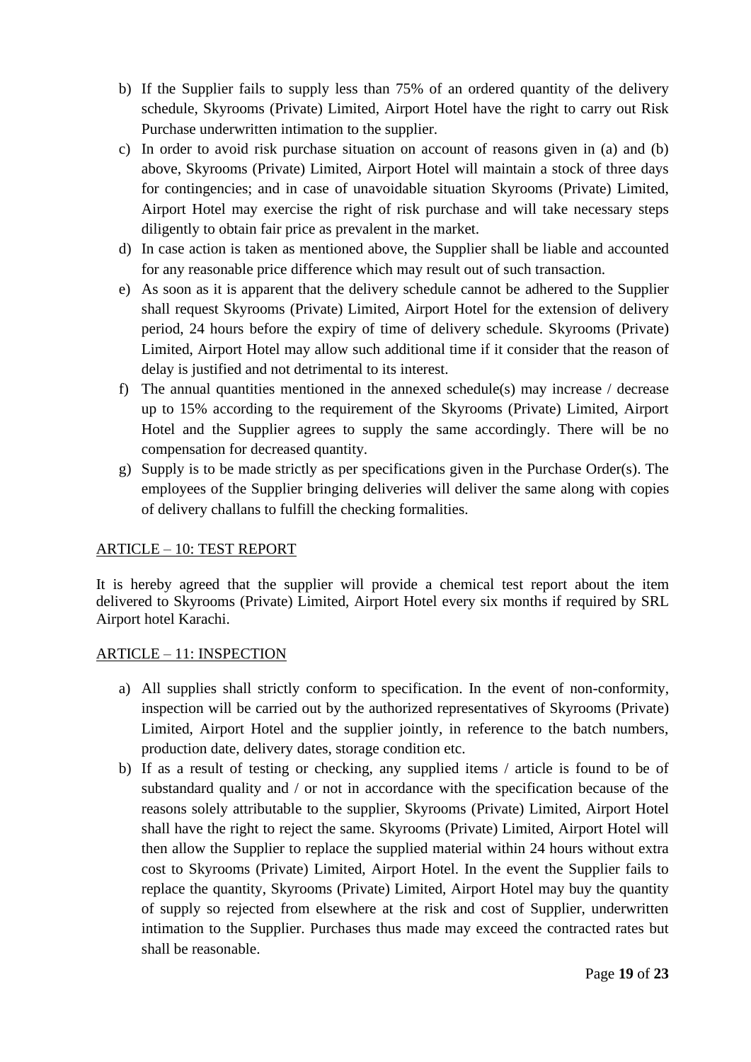b) If the Supplier fails to supply less than 75% of an ordered quantity of the delivery schedule, Skyrooms (Private) Limited, Airport Hotel have the right to carry out Risk Purchase underwritten intimation to the supplier.

c) In order to avoid risk purchase situation on account of reasons given in (a) and (b) above, Skyrooms (Private) Limited, Airport Hotel will maintain a stock of three days for contingencies; and in case of unavoidable situation Skyrooms (Private) Limited, Airport Hotel may exercise the right of risk purchase and will take necessary steps diligently to obtain fair price as prevalent in the market.

d) In case action is taken as mentioned above, the Supplier shall be liable and accounted for any reasonable price difference which may result out of such transaction.

e) As soon as it is apparent that the delivery schedule cannot be adhered to the Supplier shall request Skyrooms (Private) Limited, Airport Hotel for the extension of delivery period, 24 hours before the expiry of time of delivery schedule. Skyrooms (Private) Limited, Airport Hotel may allow such additional time if it consider that the reason of delay is justified and not detrimental to its interest.

f) The annual quantities mentioned in the annexed schedule(s) may increase / decrease up to 15% according to the requirement of the Skyrooms (Private) Limited, Airport Hotel and the Supplier agrees to supply the same accordingly. There will be no compensation for decreased quantity.

g) Supply is to be made strictly as per specifications given in the Purchase Order(s). The employees of the Supplier bringing deliveries will deliver the same along with copies of delivery challans to fulfill the checking formalities.

## ARTICLE – 10: TEST REPORT

It is hereby agreed that the supplier will provide a chemical test report about the item delivered to Skyrooms (Private) Limited, Airport Hotel every six months if required by SRL Airport hotel Karachi.

## ARTICLE – 11: INSPECTION

a) All supplies shall strictly conform to specification. In the event of non-conformity, inspection will be carried out by the authorized representatives of Skyrooms (Private) Limited, Airport Hotel and the supplier jointly, in reference to the batch numbers, production date, delivery dates, storage condition etc.

b) If as a result of testing or checking, any supplied items / article is found to be of substandard quality and / or not in accordance with the specification because of the reasons solely attributable to the supplier, Skyrooms (Private) Limited, Airport Hotel shall have the right to reject the same. Skyrooms (Private) Limited, Airport Hotel will then allow the Supplier to replace the supplied material within 24 hours without extra cost to Skyrooms (Private) Limited, Airport Hotel. In the event the Supplier fails to replace the quantity, Skyrooms (Private) Limited, Airport Hotel may buy the quantity of supply so rejected from elsewhere at the risk and cost of Supplier, underwritten intimation to the Supplier. Purchases thus made may exceed the contracted rates but shall be reasonable.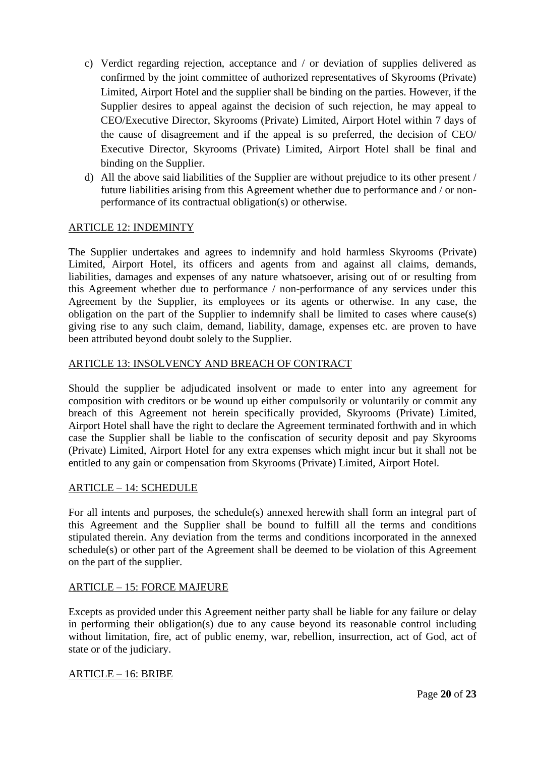c) Verdict regarding rejection, acceptance and / or deviation of supplies delivered as confirmed by the joint committee of authorized representatives of Skyrooms (Private) Limited, Airport Hotel and the supplier shall be binding on the parties. However, if the Supplier desires to appeal against the decision of such rejection, he may appeal to CEO/Executive Director, Skyrooms (Private) Limited, Airport Hotel within 7 days of the cause of disagreement and if the appeal is so preferred, the decision of CEO/ Executive Director, Skyrooms (Private) Limited, Airport Hotel shall be final and binding on the Supplier.

d) All the above said liabilities of the Supplier are without prejudice to its other present / future liabilities arising from this Agreement whether due to performance and / or non-performance of its contractual obligation(s) or otherwise.

<u>ARTICLE 12: INDEMINTY</u>

The Supplier undertakes and agrees to indemnify and hold harmless Skyrooms (Private) Limited, Airport Hotel, its officers and agents from and against all claims, demands, liabilities, damages and expenses of any nature whatsoever, arising out of or resulting from this Agreement whether due to performance / non-performance of any services under this Agreement by the Supplier, its employees or its agents or otherwise. In any case, the obligation on the part of the Supplier to indemnify shall be limited to cases where cause(s) giving rise to any such claim, demand, liability, damage, expenses etc. are proven to have been attributed beyond doubt solely to the Supplier.

<u>ARTICLE 13: INSOLVENCY AND BREACH OF CONTRACT</u>

Should the supplier be adjudicated insolvent or made to enter into any agreement for composition with creditors or be wound up either compulsorily or voluntarily or commit any breach of this Agreement not herein specifically provided, Skyrooms (Private) Limited, Airport Hotel shall have the right to declare the Agreement terminated forthwith and in which case the Supplier shall be liable to the confiscation of security deposit and pay Skyrooms (Private) Limited, Airport Hotel for any extra expenses which might incur but it shall not be entitled to any gain or compensation from Skyrooms (Private) Limited, Airport Hotel.

<u>ARTICLE – 14: SCHEDULE</u>

For all intents and purposes, the schedule(s) annexed herewith shall form an integral part of this Agreement and the Supplier shall be bound to fulfill all the terms and conditions stipulated therein. Any deviation from the terms and conditions incorporated in the annexed schedule(s) or other part of the Agreement shall be deemed to be violation of this Agreement on the part of the supplier.

<u>ARTICLE – 15: FORCE MAJEURE</u>

Excepts as provided under this Agreement neither party shall be liable for any failure or delay in performing their obligation(s) due to any cause beyond its reasonable control including without limitation, fire, act of public enemy, war, rebellion, insurrection, act of God, act of state or of the judiciary.

<u>ARTICLE – 16: BRIBE</u>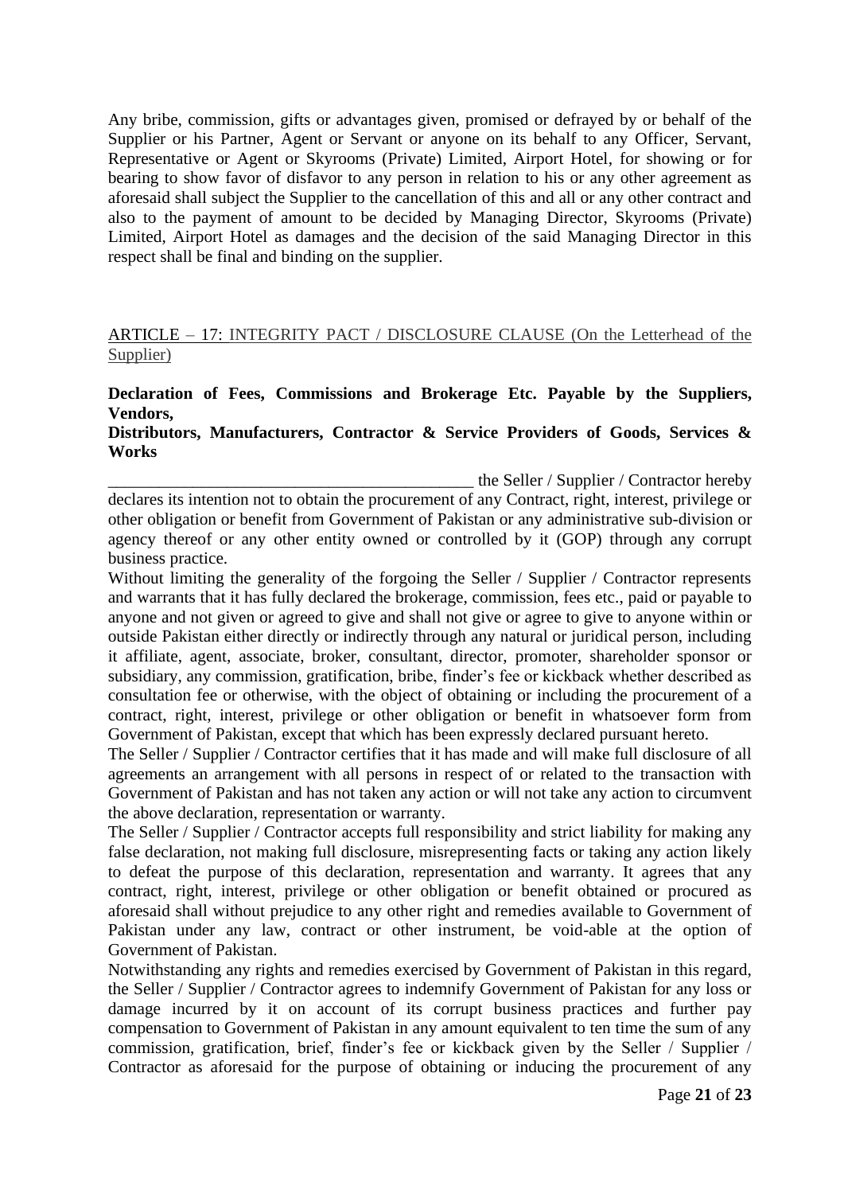Any bribe, commission, gifts or advantages given, promised or defrayed by or behalf of the Supplier or his Partner, Agent or Servant or anyone on its behalf to any Officer, Servant, Representative or Agent or Skyrooms (Private) Limited, Airport Hotel, for showing or for bearing to show favor of disfavor to any person in relation to his or any other agreement as aforesaid shall subject the Supplier to the cancellation of this and all or any other contract and also to the payment of amount to be decided by Managing Director, Skyrooms (Private) Limited, Airport Hotel as damages and the decision of the said Managing Director in this respect shall be final and binding on the supplier.

ARTICLE – 17: INTEGRITY PACT / DISCLOSURE CLAUSE (On the Letterhead of the Supplier)

**Declaration of Fees, Commissions and Brokerage Etc. Payable by the Suppliers, Vendors,**
**Distributors, Manufacturers, Contractor & Service Providers of Goods, Services & Works**

____________________________________________ the Seller / Supplier / Contractor hereby declares its intention not to obtain the procurement of any Contract, right, interest, privilege or other obligation or benefit from Government of Pakistan or any administrative sub-division or agency thereof or any other entity owned or controlled by it (GOP) through any corrupt business practice.

Without limiting the generality of the forgoing the Seller / Supplier / Contractor represents and warrants that it has fully declared the brokerage, commission, fees etc., paid or payable to anyone and not given or agreed to give and shall not give or agree to give to anyone within or outside Pakistan either directly or indirectly through any natural or juridical person, including it affiliate, agent, associate, broker, consultant, director, promoter, shareholder sponsor or subsidiary, any commission, gratification, bribe, finder's fee or kickback whether described as consultation fee or otherwise, with the object of obtaining or including the procurement of a contract, right, interest, privilege or other obligation or benefit in whatsoever form from Government of Pakistan, except that which has been expressly declared pursuant hereto.

The Seller / Supplier / Contractor certifies that it has made and will make full disclosure of all agreements an arrangement with all persons in respect of or related to the transaction with Government of Pakistan and has not taken any action or will not take any action to circumvent the above declaration, representation or warranty.

The Seller / Supplier / Contractor accepts full responsibility and strict liability for making any false declaration, not making full disclosure, misrepresenting facts or taking any action likely to defeat the purpose of this declaration, representation and warranty. It agrees that any contract, right, interest, privilege or other obligation or benefit obtained or procured as aforesaid shall without prejudice to any other right and remedies available to Government of Pakistan under any law, contract or other instrument, be void-able at the option of Government of Pakistan.

Notwithstanding any rights and remedies exercised by Government of Pakistan in this regard, the Seller / Supplier / Contractor agrees to indemnify Government of Pakistan for any loss or damage incurred by it on account of its corrupt business practices and further pay compensation to Government of Pakistan in any amount equivalent to ten time the sum of any commission, gratification, brief, finder's fee or kickback given by the Seller / Supplier / Contractor as aforesaid for the purpose of obtaining or inducing the procurement of any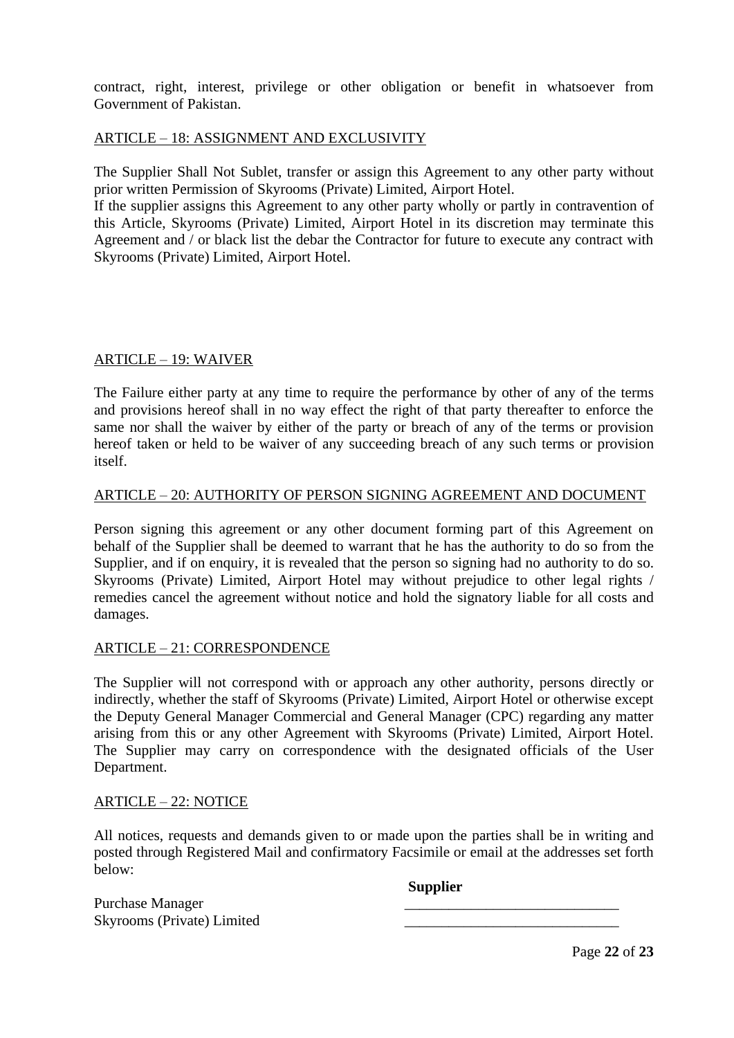contract, right, interest, privilege or other obligation or benefit in whatsoever from Government of Pakistan.

ARTICLE – 18: ASSIGNMENT AND EXCLUSIVITY

The Supplier Shall Not Sublet, transfer or assign this Agreement to any other party without prior written Permission of Skyrooms (Private) Limited, Airport Hotel.
If the supplier assigns this Agreement to any other party wholly or partly in contravention of this Article, Skyrooms (Private) Limited, Airport Hotel in its discretion may terminate this Agreement and / or black list the debar the Contractor for future to execute any contract with Skyrooms (Private) Limited, Airport Hotel.

ARTICLE – 19: WAIVER

The Failure either party at any time to require the performance by other of any of the terms and provisions hereof shall in no way effect the right of that party thereafter to enforce the same nor shall the waiver by either of the party or breach of any of the terms or provision hereof taken or held to be waiver of any succeeding breach of any such terms or provision itself.

ARTICLE – 20: AUTHORITY OF PERSON SIGNING AGREEMENT AND DOCUMENT

Person signing this agreement or any other document forming part of this Agreement on behalf of the Supplier shall be deemed to warrant that he has the authority to do so from the Supplier, and if on enquiry, it is revealed that the person so signing had no authority to do so. Skyrooms (Private) Limited, Airport Hotel may without prejudice to other legal rights / remedies cancel the agreement without notice and hold the signatory liable for all costs and damages.

ARTICLE – 21: CORRESPONDENCE

The Supplier will not correspond with or approach any other authority, persons directly or indirectly, whether the staff of Skyrooms (Private) Limited, Airport Hotel or otherwise except the Deputy General Manager Commercial and General Manager (CPC) regarding any matter arising from this or any other Agreement with Skyrooms (Private) Limited, Airport Hotel. The Supplier may carry on correspondence with the designated officials of the User Department.

ARTICLE – 22: NOTICE

All notices, requests and demands given to or made upon the parties shall be in writing and posted through Registered Mail and confirmatory Facsimile or email at the addresses set forth below:

| | **Supplier** |
|---|---|
| Purchase Manager | ______________________________ |
| Skyrooms (Private) Limited | ______________________________ |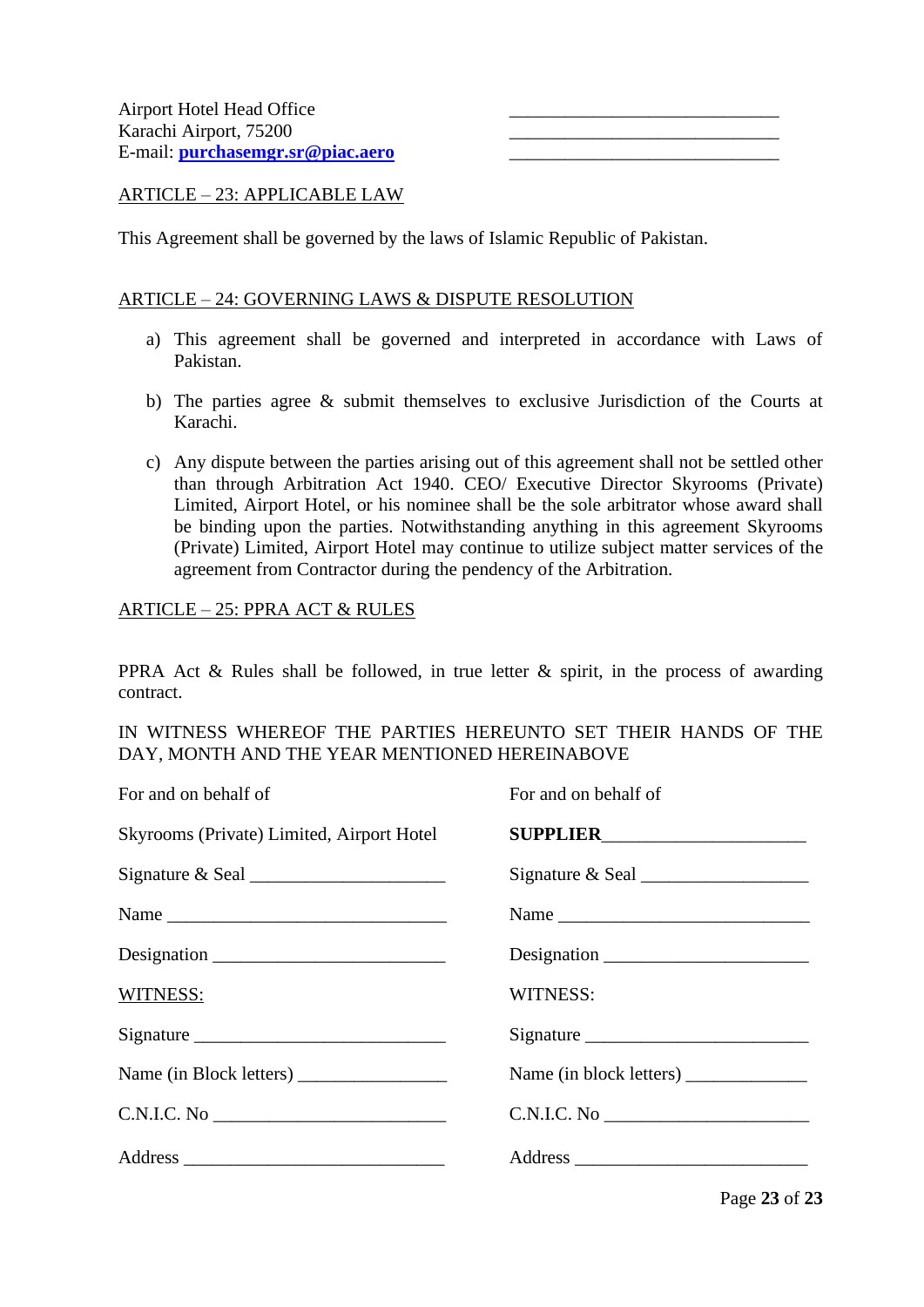Airport Hotel Head Office
Karachi Airport, 75200
E-mail: **purchasemgr.sr@piac.aero**

______________________________
______________________________
______________________________

ARTICLE – 23: APPLICABLE LAW

This Agreement shall be governed by the laws of Islamic Republic of Pakistan.

ARTICLE – 24: GOVERNING LAWS & DISPUTE RESOLUTION

a) This agreement shall be governed and interpreted in accordance with Laws of Pakistan.

b) The parties agree & submit themselves to exclusive Jurisdiction of the Courts at Karachi.

c) Any dispute between the parties arising out of this agreement shall not be settled other than through Arbitration Act 1940. CEO/ Executive Director Skyrooms (Private) Limited, Airport Hotel, or his nominee shall be the sole arbitrator whose award shall be binding upon the parties. Notwithstanding anything in this agreement Skyrooms (Private) Limited, Airport Hotel may continue to utilize subject matter services of the agreement from Contractor during the pendency of the Arbitration.

ARTICLE – 25: PPRA ACT & RULES

PPRA Act & Rules shall be followed, in true letter & spirit, in the process of awarding contract.

IN WITNESS WHEREOF THE PARTIES HEREUNTO SET THEIR HANDS OF THE DAY, MONTH AND THE YEAR MENTIONED HEREINABOVE

| | |
|---|---|
| For and on behalf of | For and on behalf of |
| Skyrooms (Private) Limited, Airport Hotel | **SUPPLIER**______________________ |
| Signature & Seal _____________________ | Signature & Seal __________________ |
| Name _______________________________ | Name ____________________________ |
| Designation _________________________ | Designation ______________________ |
| WITNESS: | WITNESS: |
| Signature ___________________________ | Signature ________________________ |
| Name (in Block letters) ________________ | Name (in block letters) _____________ |
| C.N.I.C. No _________________________ | C.N.I.C. No _______________________ |
| Address ____________________________ | Address __________________________ |